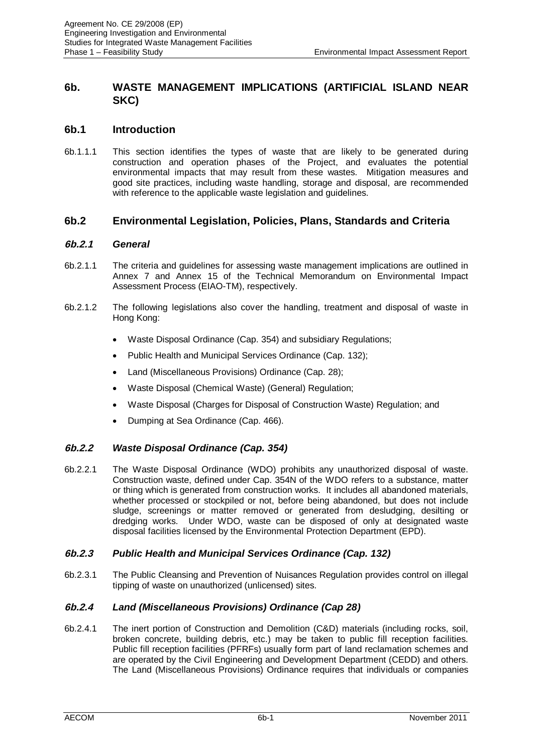## 6b. WASTE MANAGEMENT IMPLICATIONS (ARTIFICIAL ISLAND NEAR SKC)

### 6b.1 Introduction

6b.1.1.1 This section identifies the types of waste that are likely to be generated during construction and operation phases of the Project, and evaluates the potential environmental impacts that may result from these wastes. Mitigation measures and good site practices, including waste handling, storage and disposal, are recommended with reference to the applicable waste legislation and guidelines.

### 6b.2 Environmental Legislation, Policies, Plans, Standards and Criteria

#### *6b.2.1 General*

6b.2.1.1 The criteria and guidelines for assessing waste management implications are outlined in Annex 7 and Annex 15 of the Technical Memorandum on Environmental Impact Assessment Process (EIAO-TM), respectively.

6b.2.1.2 The following legislations also cover the handling, treatment and disposal of waste in Hong Kong:

- Waste Disposal Ordinance (Cap. 354) and subsidiary Regulations;
- Public Health and Municipal Services Ordinance (Cap. 132);
- Land (Miscellaneous Provisions) Ordinance (Cap. 28);
- Waste Disposal (Chemical Waste) (General) Regulation;
- Waste Disposal (Charges for Disposal of Construction Waste) Regulation; and
- Dumping at Sea Ordinance (Cap. 466).

#### *6b.2.2 Waste Disposal Ordinance (Cap. 354)*

6b.2.2.1 The Waste Disposal Ordinance (WDO) prohibits any unauthorized disposal of waste. Construction waste, defined under Cap. 354N of the WDO refers to a substance, matter or thing which is generated from construction works. It includes all abandoned materials, whether processed or stockpiled or not, before being abandoned, but does not include sludge, screenings or matter removed or generated from desludging, desilting or dredging works. Under WDO, waste can be disposed of only at designated waste disposal facilities licensed by the Environmental Protection Department (EPD).

#### *6b.2.3 Public Health and Municipal Services Ordinance (Cap. 132)*

6b.2.3.1 The Public Cleansing and Prevention of Nuisances Regulation provides control on illegal tipping of waste on unauthorized (unlicensed) sites.

#### *6b.2.4 Land (Miscellaneous Provisions) Ordinance (Cap 28)*

6b.2.4.1 The inert portion of Construction and Demolition (C&D) materials (including rocks, soil, broken concrete, building debris, etc.) may be taken to public fill reception facilities. Public fill reception facilities (PFRFs) usually form part of land reclamation schemes and are operated by the Civil Engineering and Development Department (CEDD) and others. The Land (Miscellaneous Provisions) Ordinance requires that individuals or companies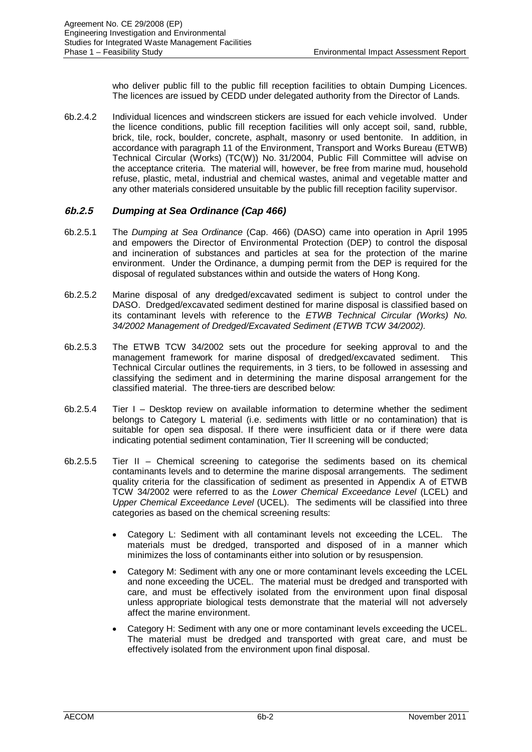who deliver public fill to the public fill reception facilities to obtain Dumping Licences. The licences are issued by CEDD under delegated authority from the Director of Lands.

6b.2.4.2 Individual licences and windscreen stickers are issued for each vehicle involved. Under the licence conditions, public fill reception facilities will only accept soil, sand, rubble, brick, tile, rock, boulder, concrete, asphalt, masonry or used bentonite. In addition, in accordance with paragraph 11 of the Environment, Transport and Works Bureau (ETWB) Technical Circular (Works) (TC(W)) No. 31/2004, Public Fill Committee will advise on the acceptance criteria. The material will, however, be free from marine mud, household refuse, plastic, metal, industrial and chemical wastes, animal and vegetable matter and any other materials considered unsuitable by the public fill reception facility supervisor.

### *6b.2.5 Dumping at Sea Ordinance (Cap 466)*

6b.2.5.1 The *Dumping at Sea Ordinance* (Cap. 466) (DASO) came into operation in April 1995 and empowers the Director of Environmental Protection (DEP) to control the disposal and incineration of substances and particles at sea for the protection of the marine environment. Under the Ordinance, a dumping permit from the DEP is required for the disposal of regulated substances within and outside the waters of Hong Kong.

6b.2.5.2 Marine disposal of any dredged/excavated sediment is subject to control under the DASO. Dredged/excavated sediment destined for marine disposal is classified based on its contaminant levels with reference to the *ETWB Technical Circular (Works) No. 34/2002 Management of Dredged/Excavated Sediment (ETWB TCW 34/2002).*

6b.2.5.3 The ETWB TCW 34/2002 sets out the procedure for seeking approval to and the management framework for marine disposal of dredged/excavated sediment. This Technical Circular outlines the requirements, in 3 tiers, to be followed in assessing and classifying the sediment and in determining the marine disposal arrangement for the classified material. The three-tiers are described below:

6b.2.5.4 Tier I – Desktop review on available information to determine whether the sediment belongs to Category L material (i.e. sediments with little or no contamination) that is suitable for open sea disposal. If there were insufficient data or if there were data indicating potential sediment contamination, Tier II screening will be conducted;

6b.2.5.5 Tier II – Chemical screening to categorise the sediments based on its chemical contaminants levels and to determine the marine disposal arrangements. The sediment quality criteria for the classification of sediment as presented in Appendix A of ETWB TCW 34/2002 were referred to as the *Lower Chemical Exceedance Level* (LCEL) and *Upper Chemical Exceedance Level* (UCEL). The sediments will be classified into three categories as based on the chemical screening results:

- Category L: Sediment with all contaminant levels not exceeding the LCEL. The materials must be dredged, transported and disposed of in a manner which minimizes the loss of contaminants either into solution or by resuspension.
- Category M: Sediment with any one or more contaminant levels exceeding the LCEL and none exceeding the UCEL. The material must be dredged and transported with care, and must be effectively isolated from the environment upon final disposal unless appropriate biological tests demonstrate that the material will not adversely affect the marine environment.
- Category H: Sediment with any one or more contaminant levels exceeding the UCEL. The material must be dredged and transported with great care, and must be effectively isolated from the environment upon final disposal.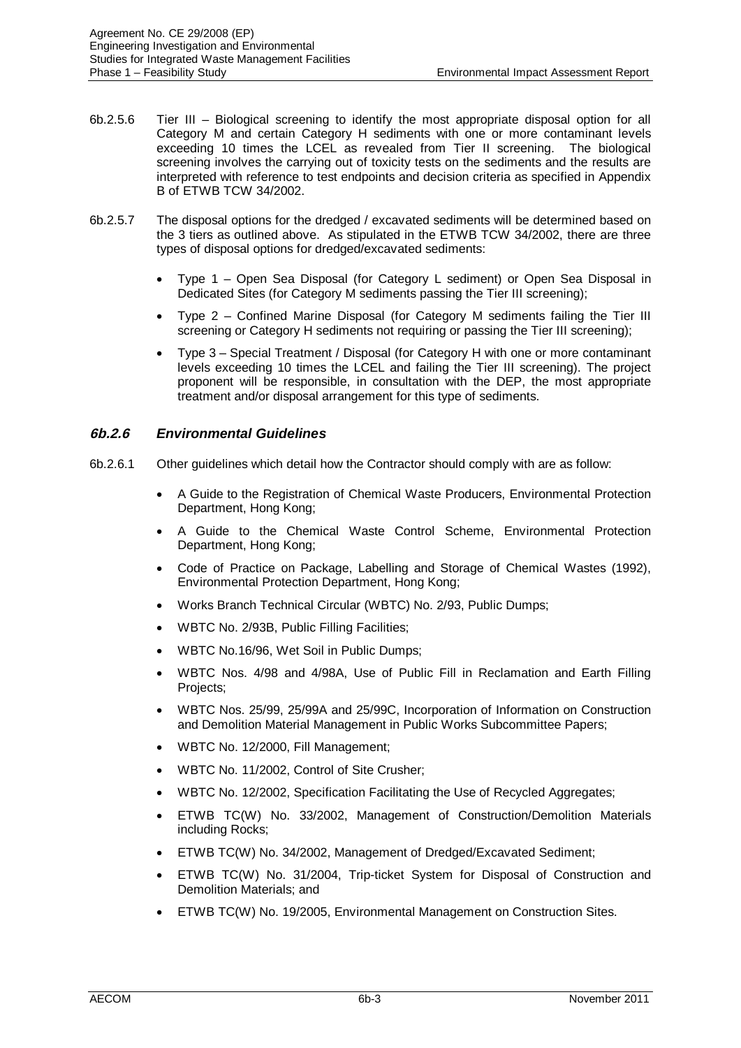6b.2.5.6 Tier III – Biological screening to identify the most appropriate disposal option for all Category M and certain Category H sediments with one or more contaminant levels exceeding 10 times the LCEL as revealed from Tier II screening. The biological screening involves the carrying out of toxicity tests on the sediments and the results are interpreted with reference to test endpoints and decision criteria as specified in Appendix B of ETWB TCW 34/2002.

6b.2.5.7 The disposal options for the dredged / excavated sediments will be determined based on the 3 tiers as outlined above. As stipulated in the ETWB TCW 34/2002, there are three types of disposal options for dredged/excavated sediments:

- Type 1 – Open Sea Disposal (for Category L sediment) or Open Sea Disposal in Dedicated Sites (for Category M sediments passing the Tier III screening);
- Type 2 – Confined Marine Disposal (for Category M sediments failing the Tier III screening or Category H sediments not requiring or passing the Tier III screening);
- Type 3 – Special Treatment / Disposal (for Category H with one or more contaminant levels exceeding 10 times the LCEL and failing the Tier III screening). The project proponent will be responsible, in consultation with the DEP, the most appropriate treatment and/or disposal arrangement for this type of sediments.

### *6b.2.6 Environmental Guidelines*

6b.2.6.1 Other guidelines which detail how the Contractor should comply with are as follow:

- A Guide to the Registration of Chemical Waste Producers, Environmental Protection Department, Hong Kong;
- A Guide to the Chemical Waste Control Scheme, Environmental Protection Department, Hong Kong;
- Code of Practice on Package, Labelling and Storage of Chemical Wastes (1992), Environmental Protection Department, Hong Kong;
- Works Branch Technical Circular (WBTC) No. 2/93, Public Dumps;
- WBTC No. 2/93B, Public Filling Facilities;
- WBTC No.16/96, Wet Soil in Public Dumps;
- WBTC Nos. 4/98 and 4/98A, Use of Public Fill in Reclamation and Earth Filling Projects;
- WBTC Nos. 25/99, 25/99A and 25/99C, Incorporation of Information on Construction and Demolition Material Management in Public Works Subcommittee Papers;
- WBTC No. 12/2000, Fill Management;
- WBTC No. 11/2002, Control of Site Crusher;
- WBTC No. 12/2002, Specification Facilitating the Use of Recycled Aggregates;
- ETWB TC(W) No. 33/2002, Management of Construction/Demolition Materials including Rocks;
- ETWB TC(W) No. 34/2002, Management of Dredged/Excavated Sediment;
- ETWB TC(W) No. 31/2004, Trip-ticket System for Disposal of Construction and Demolition Materials; and
- ETWB TC(W) No. 19/2005, Environmental Management on Construction Sites.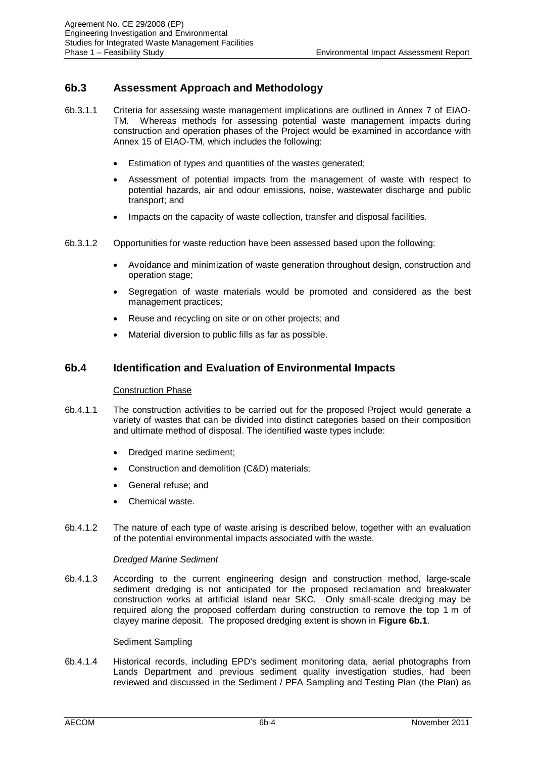## 6b.3 Assessment Approach and Methodology

6b.3.1.1 Criteria for assessing waste management implications are outlined in Annex 7 of EIAO-TM. Whereas methods for assessing potential waste management impacts during construction and operation phases of the Project would be examined in accordance with Annex 15 of EIAO-TM, which includes the following:

- Estimation of types and quantities of the wastes generated;
- Assessment of potential impacts from the management of waste with respect to potential hazards, air and odour emissions, noise, wastewater discharge and public transport; and
- Impacts on the capacity of waste collection, transfer and disposal facilities.

6b.3.1.2 Opportunities for waste reduction have been assessed based upon the following:

- Avoidance and minimization of waste generation throughout design, construction and operation stage;
- Segregation of waste materials would be promoted and considered as the best management practices;
- Reuse and recycling on site or on other projects; and
- Material diversion to public fills as far as possible.

## 6b.4 Identification and Evaluation of Environmental Impacts

Construction Phase

6b.4.1.1 The construction activities to be carried out for the proposed Project would generate a variety of wastes that can be divided into distinct categories based on their composition and ultimate method of disposal. The identified waste types include:

- Dredged marine sediment;
- Construction and demolition (C&D) materials;
- General refuse; and
- Chemical waste.

6b.4.1.2 The nature of each type of waste arising is described below, together with an evaluation of the potential environmental impacts associated with the waste.

*Dredged Marine Sediment*

6b.4.1.3 According to the current engineering design and construction method, large-scale sediment dredging is not anticipated for the proposed reclamation and breakwater construction works at artificial island near SKC. Only small-scale dredging may be required along the proposed cofferdam during construction to remove the top 1 m of clayey marine deposit. The proposed dredging extent is shown in **Figure 6b.1**.

Sediment Sampling

6b.4.1.4 Historical records, including EPD's sediment monitoring data, aerial photographs from Lands Department and previous sediment quality investigation studies, had been reviewed and discussed in the Sediment / PFA Sampling and Testing Plan (the Plan) as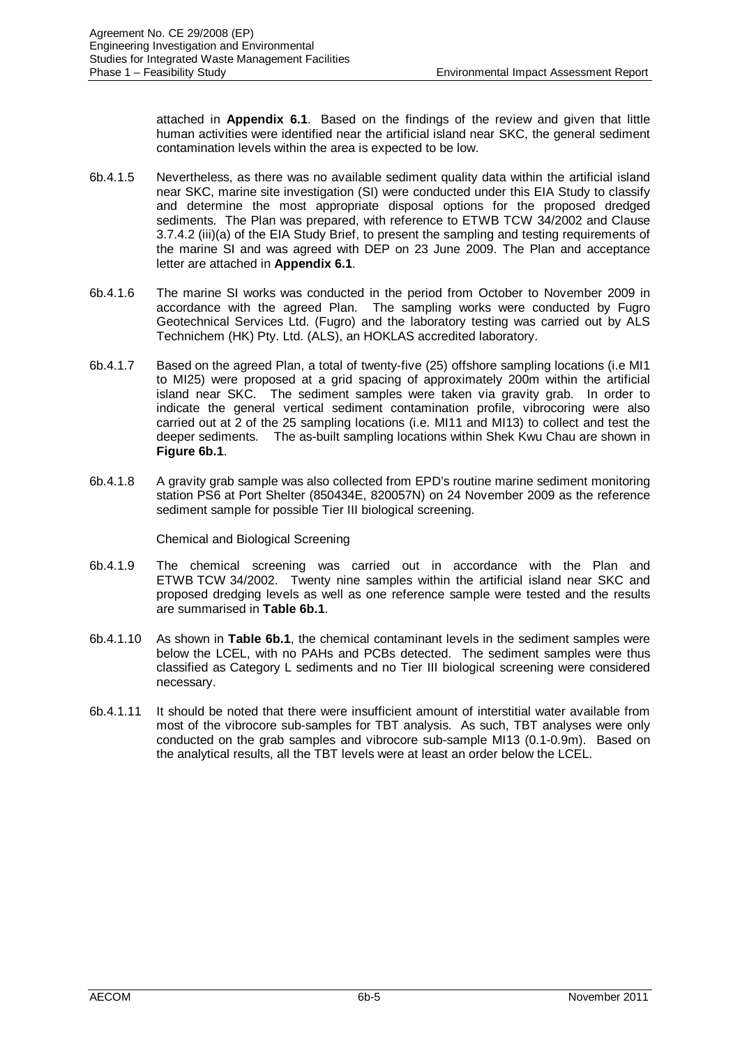attached in **Appendix 6.1**. Based on the findings of the review and given that little human activities were identified near the artificial island near SKC, the general sediment contamination levels within the area is expected to be low.

6b.4.1.5 Nevertheless, as there was no available sediment quality data within the artificial island near SKC, marine site investigation (SI) were conducted under this EIA Study to classify and determine the most appropriate disposal options for the proposed dredged sediments. The Plan was prepared, with reference to ETWB TCW 34/2002 and Clause 3.7.4.2 (iii)(a) of the EIA Study Brief, to present the sampling and testing requirements of the marine SI and was agreed with DEP on 23 June 2009. The Plan and acceptance letter are attached in **Appendix 6.1**.

6b.4.1.6 The marine SI works was conducted in the period from October to November 2009 in accordance with the agreed Plan. The sampling works were conducted by Fugro Geotechnical Services Ltd. (Fugro) and the laboratory testing was carried out by ALS Technichem (HK) Pty. Ltd. (ALS), an HOKLAS accredited laboratory.

6b.4.1.7 Based on the agreed Plan, a total of twenty-five (25) offshore sampling locations (i.e MI1 to MI25) were proposed at a grid spacing of approximately 200m within the artificial island near SKC. The sediment samples were taken via gravity grab. In order to indicate the general vertical sediment contamination profile, vibrocoring were also carried out at 2 of the 25 sampling locations (i.e. MI11 and MI13) to collect and test the deeper sediments. The as-built sampling locations within Shek Kwu Chau are shown in **Figure 6b.1**.

6b.4.1.8 A gravity grab sample was also collected from EPD's routine marine sediment monitoring station PS6 at Port Shelter (850434E, 820057N) on 24 November 2009 as the reference sediment sample for possible Tier III biological screening.

Chemical and Biological Screening

6b.4.1.9 The chemical screening was carried out in accordance with the Plan and ETWB TCW 34/2002. Twenty nine samples within the artificial island near SKC and proposed dredging levels as well as one reference sample were tested and the results are summarised in **Table 6b.1**.

6b.4.1.10 As shown in **Table 6b.1**, the chemical contaminant levels in the sediment samples were below the LCEL, with no PAHs and PCBs detected. The sediment samples were thus classified as Category L sediments and no Tier III biological screening were considered necessary.

6b.4.1.11 It should be noted that there were insufficient amount of interstitial water available from most of the vibrocore sub-samples for TBT analysis. As such, TBT analyses were only conducted on the grab samples and vibrocore sub-sample MI13 (0.1-0.9m). Based on the analytical results, all the TBT levels were at least an order below the LCEL.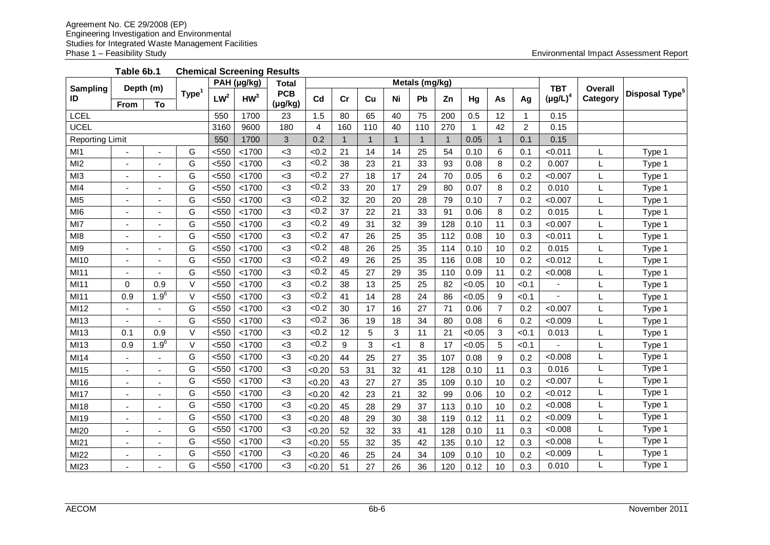**Table 6b.1 Chemical Screening Results**

| Sampling ID | Depth (m) | | Type[1] | PAH (µg/kg) | | Total PCB (µg/kg) | Metals (mg/kg) | | | | | | | | | TBT (µg/L)[4] | Overall Category | Disposal Type[5] |
|---|---|---|---|---|---|---|---|---|---|---|---|---|---|---|---|---|---|---|
| | From | To | | LW[2] | HW[3] | | Cd | Cr | Cu | Ni | Pb | Zn | Hg | As | Ag | | | |
| LCEL | | | | 550 | 1700 | 23 | 1.5 | 80 | 65 | 40 | 75 | 200 | 0.5 | 12 | 1 | 0.15 | | |
| UCEL | | | | 3160 | 9600 | 180 | 4 | 160 | 110 | 40 | 110 | 270 | 1 | 42 | 2 | 0.15 | | |
| Reporting Limit | | | | 550 | 1700 | 3 | 0.2 | 1 | 1 | 1 | 1 | 1 | 0.05 | 1 | 0.1 | 0.15 | | |
| MI1 | - | - | G | <550 | <1700 | <3 | <0.2 | 21 | 14 | 14 | 25 | 54 | 0.10 | 6 | 0.1 | <0.011 | L | Type 1 |
| MI2 | - | - | G | <550 | <1700 | <3 | <0.2 | 38 | 23 | 21 | 33 | 93 | 0.08 | 8 | 0.2 | 0.007 | L | Type 1 |
| MI3 | - | - | G | <550 | <1700 | <3 | <0.2 | 27 | 18 | 17 | 24 | 70 | 0.05 | 6 | 0.2 | <0.007 | L | Type 1 |
| MI4 | - | - | G | <550 | <1700 | <3 | <0.2 | 33 | 20 | 17 | 29 | 80 | 0.07 | 8 | 0.2 | 0.010 | L | Type 1 |
| MI5 | - | - | G | <550 | <1700 | <3 | <0.2 | 32 | 20 | 20 | 28 | 79 | 0.10 | 7 | 0.2 | <0.007 | L | Type 1 |
| MI6 | - | - | G | <550 | <1700 | <3 | <0.2 | 37 | 22 | 21 | 33 | 91 | 0.06 | 8 | 0.2 | 0.015 | L | Type 1 |
| MI7 | - | - | G | <550 | <1700 | <3 | <0.2 | 49 | 31 | 32 | 39 | 128 | 0.10 | 11 | 0.3 | <0.007 | L | Type 1 |
| MI8 | - | - | G | <550 | <1700 | <3 | <0.2 | 47 | 26 | 25 | 35 | 112 | 0.08 | 10 | 0.3 | <0.011 | L | Type 1 |
| MI9 | - | - | G | <550 | <1700 | <3 | <0.2 | 48 | 26 | 25 | 35 | 114 | 0.10 | 10 | 0.2 | 0.015 | L | Type 1 |
| MI10 | - | - | G | <550 | <1700 | <3 | <0.2 | 49 | 26 | 25 | 35 | 116 | 0.08 | 10 | 0.2 | <0.012 | L | Type 1 |
| MI11 | - | - | G | <550 | <1700 | <3 | <0.2 | 45 | 27 | 29 | 35 | 110 | 0.09 | 11 | 0.2 | <0.008 | L | Type 1 |
| MI11 | 0 | 0.9 | V | <550 | <1700 | <3 | <0.2 | 38 | 13 | 25 | 25 | 82 | <0.05 | 10 | <0.1 | - | L | Type 1 |
| MI11 | 0.9 | 1.9[6] | V | <550 | <1700 | <3 | <0.2 | 41 | 14 | 28 | 24 | 86 | <0.05 | 9 | <0.1 | - | L | Type 1 |
| MI12 | - | - | G | <550 | <1700 | <3 | <0.2 | 30 | 17 | 16 | 27 | 71 | 0.06 | 7 | 0.2 | <0.007 | L | Type 1 |
| MI13 | - | - | G | <550 | <1700 | <3 | <0.2 | 36 | 19 | 18 | 34 | 80 | 0.08 | 6 | 0.2 | <0.009 | L | Type 1 |
| MI13 | 0.1 | 0.9 | V | <550 | <1700 | <3 | <0.2 | 12 | 5 | 3 | 11 | 21 | <0.05 | 3 | <0.1 | 0.013 | L | Type 1 |
| MI13 | 0.9 | 1.9[6] | V | <550 | <1700 | <3 | <0.2 | 9 | 3 | <1 | 8 | 17 | <0.05 | 5 | <0.1 | - | L | Type 1 |
| MI14 | - | - | G | <550 | <1700 | <3 | <0.20 | 44 | 25 | 27 | 35 | 107 | 0.08 | 9 | 0.2 | <0.008 | L | Type 1 |
| MI15 | - | - | G | <550 | <1700 | <3 | <0.20 | 53 | 31 | 32 | 41 | 128 | 0.10 | 11 | 0.3 | 0.016 | L | Type 1 |
| MI16 | - | - | G | <550 | <1700 | <3 | <0.20 | 43 | 27 | 27 | 35 | 109 | 0.10 | 10 | 0.2 | <0.007 | L | Type 1 |
| MI17 | - | - | G | <550 | <1700 | <3 | <0.20 | 42 | 23 | 21 | 32 | 99 | 0.06 | 10 | 0.2 | <0.012 | L | Type 1 |
| MI18 | - | - | G | <550 | <1700 | <3 | <0.20 | 45 | 28 | 29 | 37 | 113 | 0.10 | 10 | 0.2 | <0.008 | L | Type 1 |
| MI19 | - | - | G | <550 | <1700 | <3 | <0.20 | 48 | 29 | 30 | 38 | 119 | 0.12 | 11 | 0.2 | <0.009 | L | Type 1 |
| MI20 | - | - | G | <550 | <1700 | <3 | <0.20 | 52 | 32 | 33 | 41 | 128 | 0.10 | 11 | 0.3 | <0.008 | L | Type 1 |
| MI21 | - | - | G | <550 | <1700 | <3 | <0.20 | 55 | 32 | 35 | 42 | 135 | 0.10 | 12 | 0.3 | <0.008 | L | Type 1 |
| MI22 | - | - | G | <550 | <1700 | <3 | <0.20 | 46 | 25 | 24 | 34 | 109 | 0.10 | 10 | 0.2 | <0.009 | L | Type 1 |
| MI23 | - | - | G | <550 | <1700 | <3 | <0.20 | 51 | 27 | 26 | 36 | 120 | 0.12 | 10 | 0.3 | 0.010 | L | Type 1 |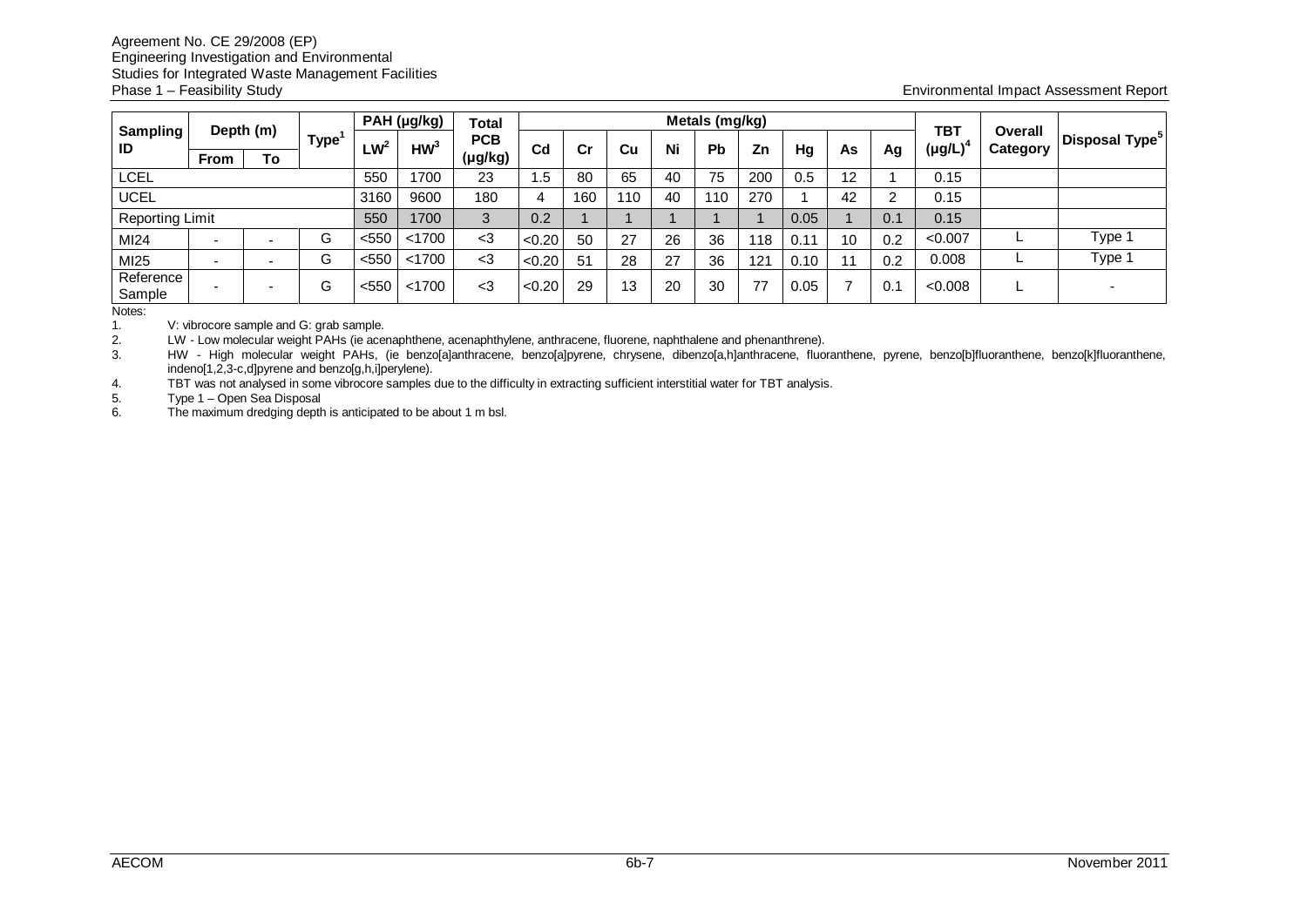| Sampling ID | Depth (m) | | Type[1] | PAH (µg/kg) | | Total PCB (µg/kg) | Metals (mg/kg) | | | | | | | | | TBT (µg/L)[4] | Overall Category | Disposal Type[5] |
|---|---|---|---|---|---|---|---|---|---|---|---|---|---|---|---|---|---|---|
| | From | To | | LW[2] | HW[3] | | Cd | Cr | Cu | Ni | Pb | Zn | Hg | As | Ag | | | |
| LCEL | | | | 550 | 1700 | 23 | 1.5 | 80 | 65 | 40 | 75 | 200 | 0.5 | 12 | 1 | 0.15 | | |
| UCEL | | | | 3160 | 9600 | 180 | 4 | 160 | 110 | 40 | 110 | 270 | 1 | 42 | 2 | 0.15 | | |
| Reporting Limit | | | | 550 | 1700 | 3 | 0.2 | 1 | 1 | 1 | 1 | 1 | 0.05 | 1 | 0.1 | 0.15 | | |
| MI24 | - | - | G | <550 | <1700 | <3 | <0.20 | 50 | 27 | 26 | 36 | 118 | 0.11 | 10 | 0.2 | <0.007 | L | Type 1 |
| MI25 | - | - | G | <550 | <1700 | <3 | <0.20 | 51 | 28 | 27 | 36 | 121 | 0.10 | 11 | 0.2 | 0.008 | L | Type 1 |
| Reference Sample | - | - | G | <550 | <1700 | <3 | <0.20 | 29 | 13 | 20 | 30 | 77 | 0.05 | 7 | 0.1 | <0.008 | L | - |

Notes:

1. V: vibrocore sample and G: grab sample.
2. LW - Low molecular weight PAHs (ie acenaphthene, acenaphthylene, anthracene, fluorene, naphthalene and phenanthrene).
3. HW - High molecular weight PAHs, (ie benzo[a]anthracene, benzo[a]pyrene, chrysene, dibenzo[a,h]anthracene, fluoranthene, pyrene, benzo[b]fluoranthene, benzo[k]fluoranthene, indeno[1,2,3-c,d]pyrene and benzo[g,h,i]perylene).
4. TBT was not analysed in some vibrocore samples due to the difficulty in extracting sufficient interstitial water for TBT analysis.
5. Type 1 – Open Sea Disposal
6. The maximum dredging depth is anticipated to be about 1 m bsl.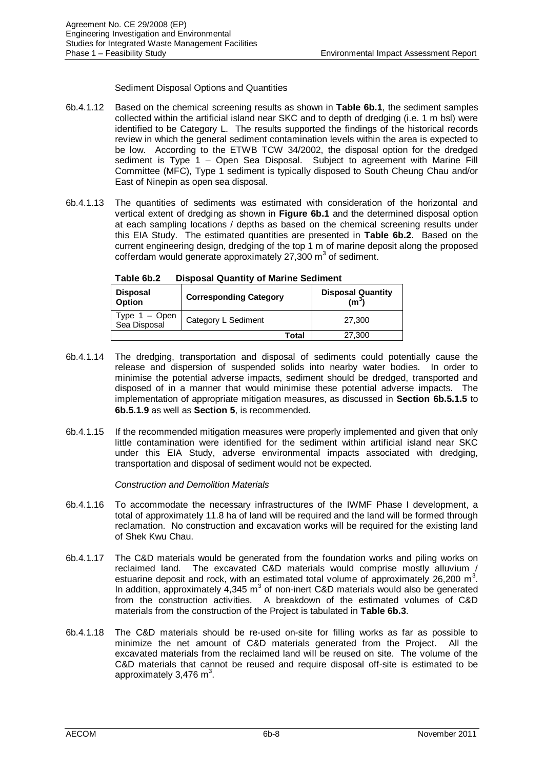Sediment Disposal Options and Quantities

6b.4.1.12 Based on the chemical screening results as shown in **Table 6b.1**, the sediment samples collected within the artificial island near SKC and to depth of dredging (i.e. 1 m bsl) were identified to be Category L. The results supported the findings of the historical records review in which the general sediment contamination levels within the area is expected to be low. According to the ETWB TCW 34/2002, the disposal option for the dredged sediment is Type 1 – Open Sea Disposal. Subject to agreement with Marine Fill Committee (MFC), Type 1 sediment is typically disposed to South Cheung Chau and/or East of Ninepin as open sea disposal.

6b.4.1.13 The quantities of sediments was estimated with consideration of the horizontal and vertical extent of dredging as shown in **Figure 6b.1** and the determined disposal option at each sampling locations / depths as based on the chemical screening results under this EIA Study. The estimated quantities are presented in **Table 6b.2**. Based on the current engineering design, dredging of the top 1 m of marine deposit along the proposed cofferdam would generate approximately 27,300 $m^3$ of sediment.

**Table 6b.2 Disposal Quantity of Marine Sediment**

| Disposal Option | Corresponding Category | Disposal Quantity ($m^3$) |
|---|---|---|
| Type 1 – Open Sea Disposal | Category L Sediment | 27,300 |
| | **Total** | 27,300 |

6b.4.1.14 The dredging, transportation and disposal of sediments could potentially cause the release and dispersion of suspended solids into nearby water bodies. In order to minimise the potential adverse impacts, sediment should be dredged, transported and disposed of in a manner that would minimise these potential adverse impacts. The implementation of appropriate mitigation measures, as discussed in **Section 6b.5.1.5** to **6b.5.1.9** as well as **Section 5**, is recommended.

6b.4.1.15 If the recommended mitigation measures were properly implemented and given that only little contamination were identified for the sediment within artificial island near SKC under this EIA Study, adverse environmental impacts associated with dredging, transportation and disposal of sediment would not be expected.

*Construction and Demolition Materials*

6b.4.1.16 To accommodate the necessary infrastructures of the IWMF Phase I development, a total of approximately 11.8 ha of land will be required and the land will be formed through reclamation. No construction and excavation works will be required for the existing land of Shek Kwu Chau.

6b.4.1.17 The C&D materials would be generated from the foundation works and piling works on reclaimed land. The excavated C&D materials would comprise mostly alluvium / estuarine deposit and rock, with an estimated total volume of approximately 26,200 $m^3$. In addition, approximately 4,345 $m^3$ of non-inert C&D materials would also be generated from the construction activities. A breakdown of the estimated volumes of C&D materials from the construction of the Project is tabulated in **Table 6b.3**.

6b.4.1.18 The C&D materials should be re-used on-site for filling works as far as possible to minimize the net amount of C&D materials generated from the Project. All the excavated materials from the reclaimed land will be reused on site. The volume of the C&D materials that cannot be reused and require disposal off-site is estimated to be approximately 3,476 $m^3$.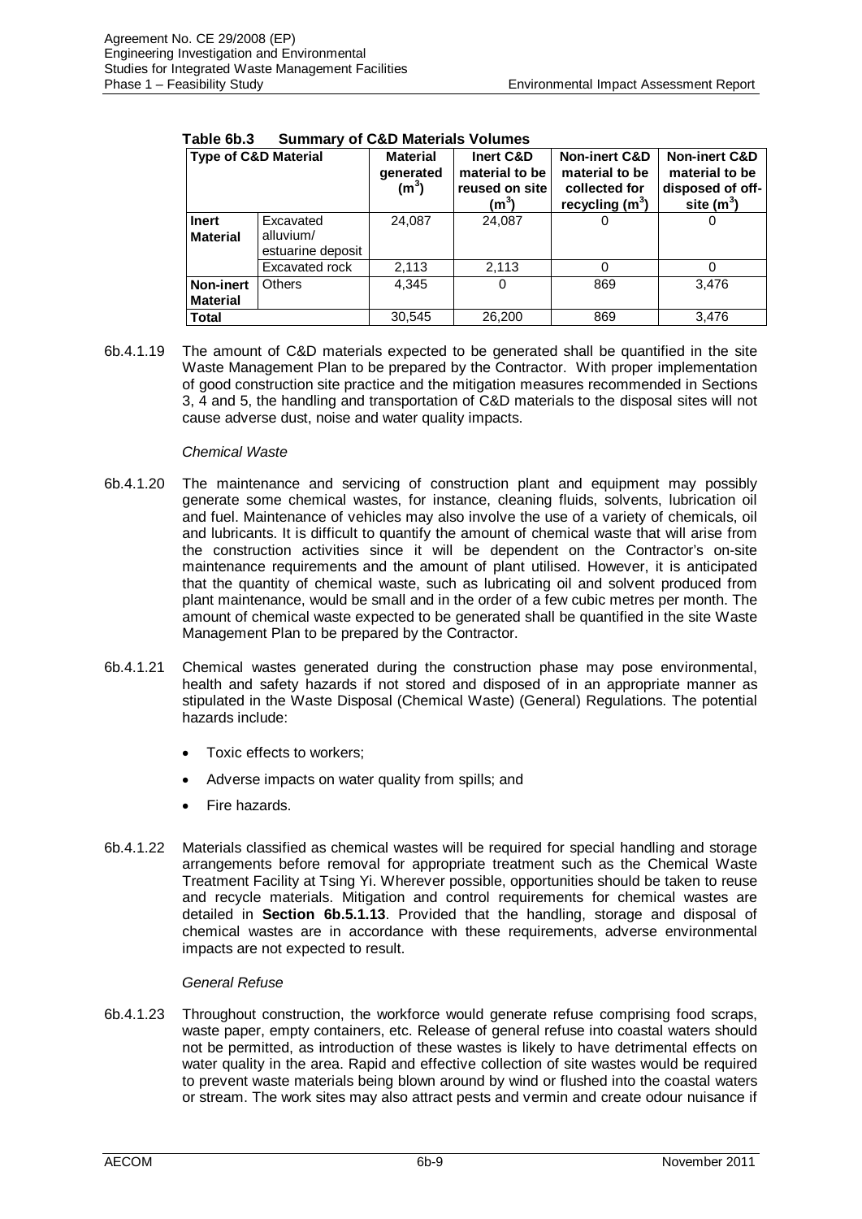**Table 6b.3 Summary of C&D Materials Volumes**

| Type of C&D Material | | Material generated ($m^3$) | Inert C&D material to be reused on site ($m^3$) | Non-inert C&D material to be collected for recycling ($m^3$) | Non-inert C&D material to be disposed of off-site ($m^3$) |
|---|---|---|---|---|---|
| **Inert Material** | Excavated alluvium/ estuarine deposit | 24,087 | 24,087 | 0 | 0 |
| | Excavated rock | 2,113 | 2,113 | 0 | 0 |
| **Non-inert Material** | Others | 4,345 | 0 | 869 | 3,476 |
| **Total** | | 30,545 | 26,200 | 869 | 3,476 |

6b.4.1.19 The amount of C&D materials expected to be generated shall be quantified in the site Waste Management Plan to be prepared by the Contractor. With proper implementation of good construction site practice and the mitigation measures recommended in Sections 3, 4 and 5, the handling and transportation of C&D materials to the disposal sites will not cause adverse dust, noise and water quality impacts.

*Chemical Waste*

6b.4.1.20 The maintenance and servicing of construction plant and equipment may possibly generate some chemical wastes, for instance, cleaning fluids, solvents, lubrication oil and fuel. Maintenance of vehicles may also involve the use of a variety of chemicals, oil and lubricants. It is difficult to quantify the amount of chemical waste that will arise from the construction activities since it will be dependent on the Contractor's on-site maintenance requirements and the amount of plant utilised. However, it is anticipated that the quantity of chemical waste, such as lubricating oil and solvent produced from plant maintenance, would be small and in the order of a few cubic metres per month. The amount of chemical waste expected to be generated shall be quantified in the site Waste Management Plan to be prepared by the Contractor.

6b.4.1.21 Chemical wastes generated during the construction phase may pose environmental, health and safety hazards if not stored and disposed of in an appropriate manner as stipulated in the Waste Disposal (Chemical Waste) (General) Regulations. The potential hazards include:

- Toxic effects to workers;
- Adverse impacts on water quality from spills; and
- Fire hazards.

6b.4.1.22 Materials classified as chemical wastes will be required for special handling and storage arrangements before removal for appropriate treatment such as the Chemical Waste Treatment Facility at Tsing Yi. Wherever possible, opportunities should be taken to reuse and recycle materials. Mitigation and control requirements for chemical wastes are detailed in **Section 6b.5.1.13**. Provided that the handling, storage and disposal of chemical wastes are in accordance with these requirements, adverse environmental impacts are not expected to result.

*General Refuse*

6b.4.1.23 Throughout construction, the workforce would generate refuse comprising food scraps, waste paper, empty containers, etc. Release of general refuse into coastal waters should not be permitted, as introduction of these wastes is likely to have detrimental effects on water quality in the area. Rapid and effective collection of site wastes would be required to prevent waste materials being blown around by wind or flushed into the coastal waters or stream. The work sites may also attract pests and vermin and create odour nuisance if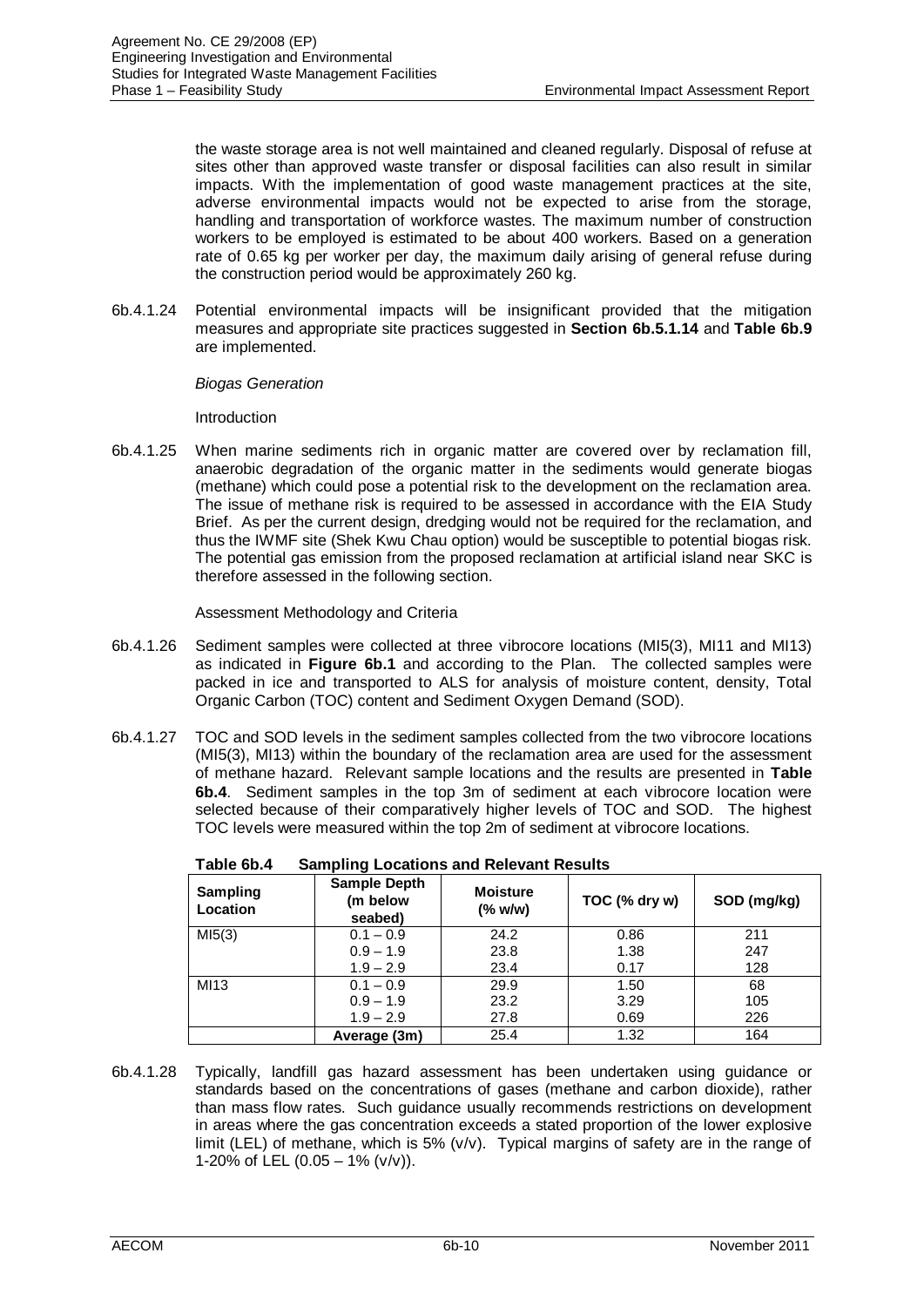the waste storage area is not well maintained and cleaned regularly. Disposal of refuse at sites other than approved waste transfer or disposal facilities can also result in similar impacts. With the implementation of good waste management practices at the site, adverse environmental impacts would not be expected to arise from the storage, handling and transportation of workforce wastes. The maximum number of construction workers to be employed is estimated to be about 400 workers. Based on a generation rate of 0.65 kg per worker per day, the maximum daily arising of general refuse during the construction period would be approximately 260 kg.

6b.4.1.24 Potential environmental impacts will be insignificant provided that the mitigation measures and appropriate site practices suggested in **Section 6b.5.1.14** and **Table 6b.9** are implemented.

*Biogas Generation*

Introduction

6b.4.1.25 When marine sediments rich in organic matter are covered over by reclamation fill, anaerobic degradation of the organic matter in the sediments would generate biogas (methane) which could pose a potential risk to the development on the reclamation area. The issue of methane risk is required to be assessed in accordance with the EIA Study Brief. As per the current design, dredging would not be required for the reclamation, and thus the IWMF site (Shek Kwu Chau option) would be susceptible to potential biogas risk. The potential gas emission from the proposed reclamation at artificial island near SKC is therefore assessed in the following section.

Assessment Methodology and Criteria

6b.4.1.26 Sediment samples were collected at three vibrocore locations (MI5(3), MI11 and MI13) as indicated in **Figure 6b.1** and according to the Plan. The collected samples were packed in ice and transported to ALS for analysis of moisture content, density, Total Organic Carbon (TOC) content and Sediment Oxygen Demand (SOD).

6b.4.1.27 TOC and SOD levels in the sediment samples collected from the two vibrocore locations (MI5(3), MI13) within the boundary of the reclamation area are used for the assessment of methane hazard. Relevant sample locations and the results are presented in **Table 6b.4**. Sediment samples in the top 3m of sediment at each vibrocore location were selected because of their comparatively higher levels of TOC and SOD. The highest TOC levels were measured within the top 2m of sediment at vibrocore locations.

**Table 6b.4 Sampling Locations and Relevant Results**

| Sampling Location | Sample Depth (m below seabed) | Moisture (% w/w) | TOC (% dry w) | SOD (mg/kg) |
|---|---|---|---|---|
| MI5(3) | 0.1 – 0.9 | 24.2 | 0.86 | 211 |
| | 0.9 – 1.9 | 23.8 | 1.38 | 247 |
| | 1.9 – 2.9 | 23.4 | 0.17 | 128 |
| MI13 | 0.1 – 0.9 | 29.9 | 1.50 | 68 |
| | 0.9 – 1.9 | 23.2 | 3.29 | 105 |
| | 1.9 – 2.9 | 27.8 | 0.69 | 226 |
| | **Average (3m)** | 25.4 | 1.32 | 164 |

6b.4.1.28 Typically, landfill gas hazard assessment has been undertaken using guidance or standards based on the concentrations of gases (methane and carbon dioxide), rather than mass flow rates. Such guidance usually recommends restrictions on development in areas where the gas concentration exceeds a stated proportion of the lower explosive limit (LEL) of methane, which is 5% (v/v). Typical margins of safety are in the range of 1-20% of LEL (0.05 – 1% (v/v)).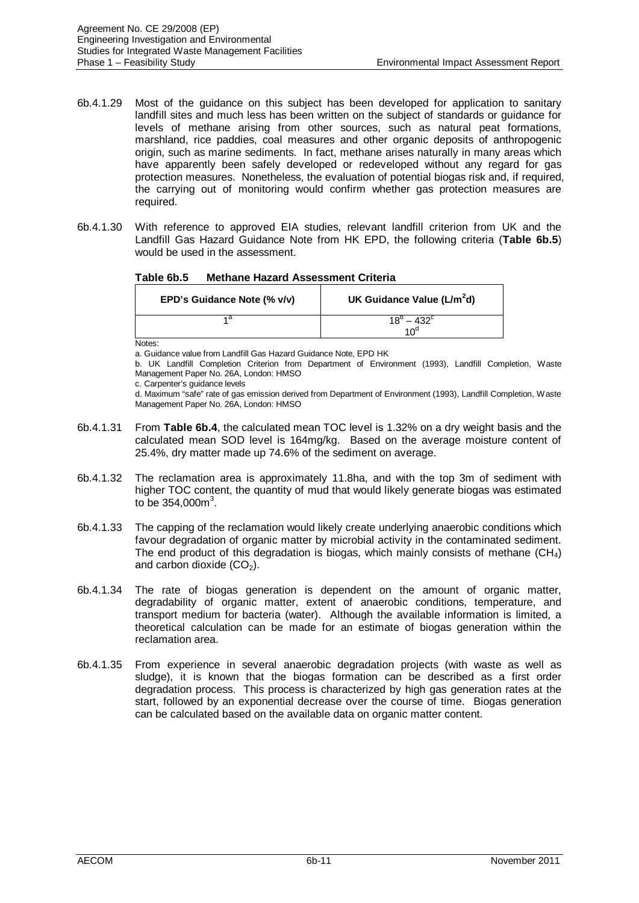6b.4.1.29 Most of the guidance on this subject has been developed for application to sanitary landfill sites and much less has been written on the subject of standards or guidance for levels of methane arising from other sources, such as natural peat formations, marshland, rice paddies, coal measures and other organic deposits of anthropogenic origin, such as marine sediments. In fact, methane arises naturally in many areas which have apparently been safely developed or redeveloped without any regard for gas protection measures. Nonetheless, the evaluation of potential biogas risk and, if required, the carrying out of monitoring would confirm whether gas protection measures are required.

6b.4.1.30 With reference to approved EIA studies, relevant landfill criterion from UK and the Landfill Gas Hazard Guidance Note from HK EPD, the following criteria (**Table 6b.5**) would be used in the assessment.

**Table 6b.5 Methane Hazard Assessment Criteria**

| EPD's Guidance Note (% v/v) | UK Guidance Value (L/m$^2$d) |
|---|---|
| 1[a] | 18[b] – 432[c]<br>10[d] |

Notes:

a. Guidance value from Landfill Gas Hazard Guidance Note, EPD HK

b. UK Landfill Completion Criterion from Department of Environment (1993), Landfill Completion, Waste Management Paper No. 26A, London: HMSO

c. Carpenter's guidance levels

d. Maximum "safe" rate of gas emission derived from Department of Environment (1993), Landfill Completion, Waste Management Paper No. 26A, London: HMSO

6b.4.1.31 From **Table 6b.4**, the calculated mean TOC level is 1.32% on a dry weight basis and the calculated mean SOD level is 164mg/kg. Based on the average moisture content of 25.4%, dry matter made up 74.6% of the sediment on average.

6b.4.1.32 The reclamation area is approximately 11.8ha, and with the top 3m of sediment with higher TOC content, the quantity of mud that would likely generate biogas was estimated to be 354,000m$^3$.

6b.4.1.33 The capping of the reclamation would likely create underlying anaerobic conditions which favour degradation of organic matter by microbial activity in the contaminated sediment. The end product of this degradation is biogas, which mainly consists of methane ($CH_4$) and carbon dioxide ($CO_2$).

6b.4.1.34 The rate of biogas generation is dependent on the amount of organic matter, degradability of organic matter, extent of anaerobic conditions, temperature, and transport medium for bacteria (water). Although the available information is limited, a theoretical calculation can be made for an estimate of biogas generation within the reclamation area.

6b.4.1.35 From experience in several anaerobic degradation projects (with waste as well as sludge), it is known that the biogas formation can be described as a first order degradation process. This process is characterized by high gas generation rates at the start, followed by an exponential decrease over the course of time. Biogas generation can be calculated based on the available data on organic matter content.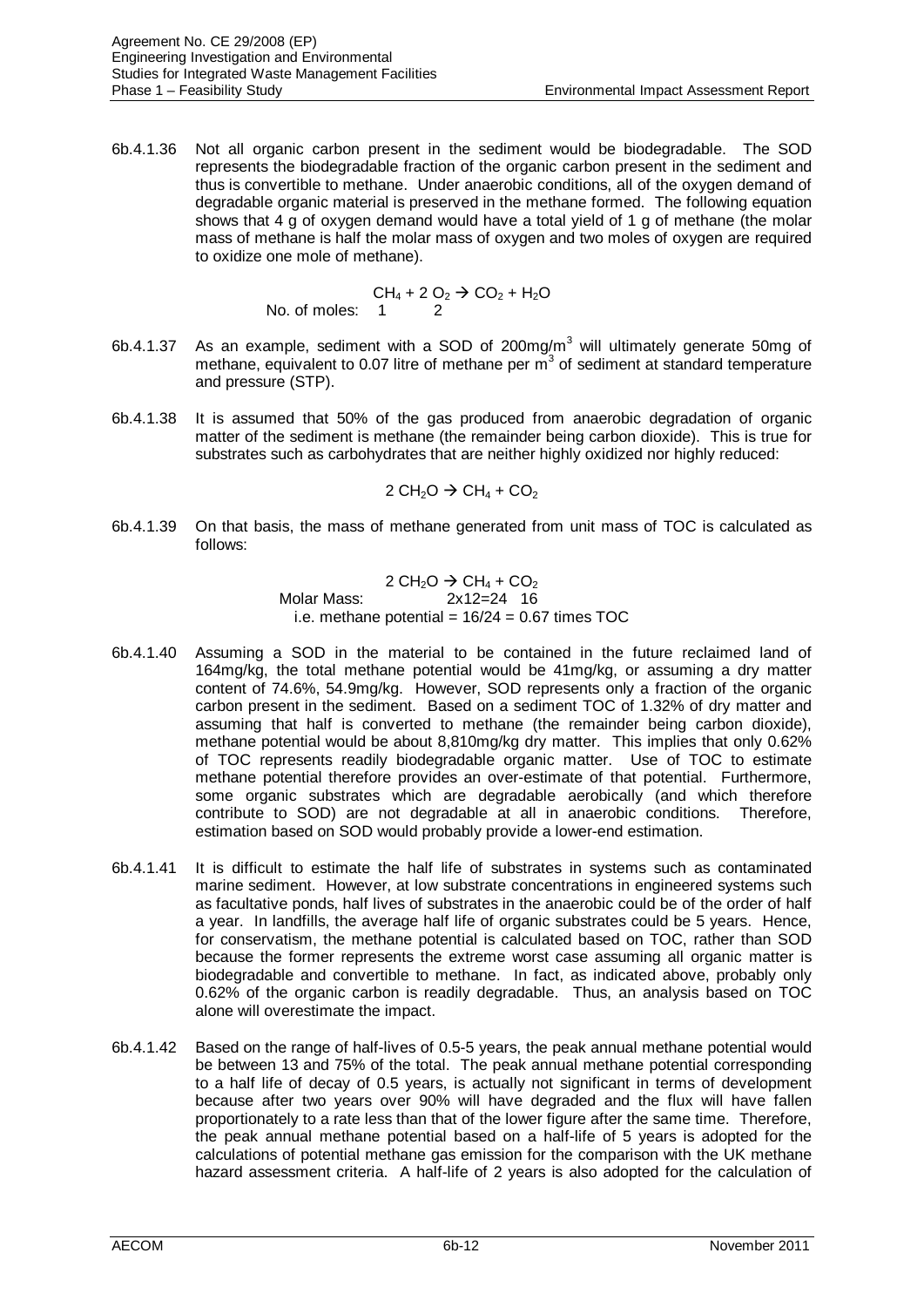6b.4.1.36 Not all organic carbon present in the sediment would be biodegradable. The SOD represents the biodegradable fraction of the organic carbon present in the sediment and thus is convertible to methane. Under anaerobic conditions, all of the oxygen demand of degradable organic material is preserved in the methane formed. The following equation shows that 4 g of oxygen demand would have a total yield of 1 g of methane (the molar mass of methane is half the molar mass of oxygen and two moles of oxygen are required to oxidize one mole of methane).

$$CH_4 + 2\,O_2 \rightarrow CO_2 + H_2O$$

No. of moles: 1 &nbsp;&nbsp; 2

6b.4.1.37 As an example, sediment with a SOD of 200mg/m$^3$ will ultimately generate 50mg of methane, equivalent to 0.07 litre of methane per m$^3$ of sediment at standard temperature and pressure (STP).

6b.4.1.38 It is assumed that 50% of the gas produced from anaerobic degradation of organic matter of the sediment is methane (the remainder being carbon dioxide). This is true for substrates such as carbohydrates that are neither highly oxidized nor highly reduced:

$$2\,CH_2O \rightarrow CH_4 + CO_2$$

6b.4.1.39 On that basis, the mass of methane generated from unit mass of TOC is calculated as follows:

$$2\,CH_2O \rightarrow CH_4 + CO_2$$

Molar Mass: &nbsp;&nbsp; 2x12=24 &nbsp; 16

i.e. methane potential = 16/24 = 0.67 times TOC

6b.4.1.40 Assuming a SOD in the material to be contained in the future reclaimed land of 164mg/kg, the total methane potential would be 41mg/kg, or assuming a dry matter content of 74.6%, 54.9mg/kg. However, SOD represents only a fraction of the organic carbon present in the sediment. Based on a sediment TOC of 1.32% of dry matter and assuming that half is converted to methane (the remainder being carbon dioxide), methane potential would be about 8,810mg/kg dry matter. This implies that only 0.62% of TOC represents readily biodegradable organic matter. Use of TOC to estimate methane potential therefore provides an over-estimate of that potential. Furthermore, some organic substrates which are degradable aerobically (and which therefore contribute to SOD) are not degradable at all in anaerobic conditions. Therefore, estimation based on SOD would probably provide a lower-end estimation.

6b.4.1.41 It is difficult to estimate the half life of substrates in systems such as contaminated marine sediment. However, at low substrate concentrations in engineered systems such as facultative ponds, half lives of substrates in the anaerobic could be of the order of half a year. In landfills, the average half life of organic substrates could be 5 years. Hence, for conservatism, the methane potential is calculated based on TOC, rather than SOD because the former represents the extreme worst case assuming all organic matter is biodegradable and convertible to methane. In fact, as indicated above, probably only 0.62% of the organic carbon is readily degradable. Thus, an analysis based on TOC alone will overestimate the impact.

6b.4.1.42 Based on the range of half-lives of 0.5-5 years, the peak annual methane potential would be between 13 and 75% of the total. The peak annual methane potential corresponding to a half life of decay of 0.5 years, is actually not significant in terms of development because after two years over 90% will have degraded and the flux will have fallen proportionately to a rate less than that of the lower figure after the same time. Therefore, the peak annual methane potential based on a half-life of 5 years is adopted for the calculations of potential methane gas emission for the comparison with the UK methane hazard assessment criteria. A half-life of 2 years is also adopted for the calculation of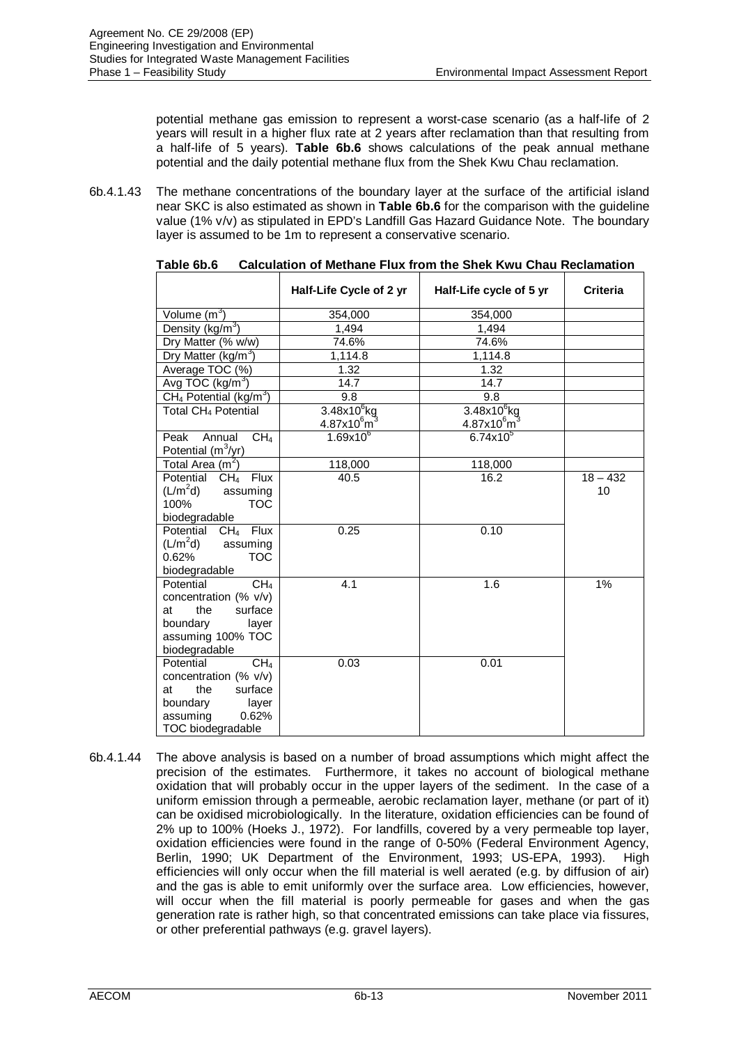potential methane gas emission to represent a worst-case scenario (as a half-life of 2 years will result in a higher flux rate at 2 years after reclamation than that resulting from a half-life of 5 years). **Table 6b.6** shows calculations of the peak annual methane potential and the daily potential methane flux from the Shek Kwu Chau reclamation.

6b.4.1.43 The methane concentrations of the boundary layer at the surface of the artificial island near SKC is also estimated as shown in **Table 6b.6** for the comparison with the guideline value (1% v/v) as stipulated in EPD's Landfill Gas Hazard Guidance Note. The boundary layer is assumed to be 1m to represent a conservative scenario.

**Table 6b.6 Calculation of Methane Flux from the Shek Kwu Chau Reclamation**

| | Half-Life Cycle of 2 yr | Half-Life cycle of 5 yr | Criteria |
|---|---|---|---|
| Volume ($m^3$) | 354,000 | 354,000 | |
| Density ($kg/m^3$) | 1,494 | 1,494 | |
| Dry Matter (% w/w) | 74.6% | 74.6% | |
| Dry Matter ($kg/m^3$) | 1,114.8 | 1,114.8 | |
| Average TOC (%) | 1.32 | 1.32 | |
| Avg TOC ($kg/m^3$) | 14.7 | 14.7 | |
| $CH_4$ Potential ($kg/m^3$) | 9.8 | 9.8 | |
| Total $CH_4$ Potential | $3.48 \times 10^6$kg $4.87 \times 10^6 m^3$ | $3.48 \times 10^6$kg $4.87 \times 10^6 m^3$ | |
| Peak Annual $CH_4$ Potential ($m^3$/yr) | $1.69 \times 10^6$ | $6.74 \times 10^5$ | |
| Total Area ($m^2$) | 118,000 | 118,000 | |
| Potential $CH_4$ Flux ($L/m^2d$) assuming 100% TOC biodegradable | 40.5 | 16.2 | 18 – 432 10 |
| Potential $CH_4$ Flux ($L/m^2d$) assuming 0.62% TOC biodegradable | 0.25 | 0.10 | |
| Potential $CH_4$ concentration (% v/v) at the surface boundary layer assuming 100% TOC biodegradable | 4.1 | 1.6 | 1% |
| Potential $CH_4$ concentration (% v/v) at the surface boundary layer assuming 0.62% TOC biodegradable | 0.03 | 0.01 | |

6b.4.1.44 The above analysis is based on a number of broad assumptions which might affect the precision of the estimates. Furthermore, it takes no account of biological methane oxidation that will probably occur in the upper layers of the sediment. In the case of a uniform emission through a permeable, aerobic reclamation layer, methane (or part of it) can be oxidised microbiologically. In the literature, oxidation efficiencies can be found of 2% up to 100% (Hoeks J., 1972). For landfills, covered by a very permeable top layer, oxidation efficiencies were found in the range of 0-50% (Federal Environment Agency, Berlin, 1990; UK Department of the Environment, 1993; US-EPA, 1993). High efficiencies will only occur when the fill material is well aerated (e.g. by diffusion of air) and the gas is able to emit uniformly over the surface area. Low efficiencies, however, will occur when the fill material is poorly permeable for gases and when the gas generation rate is rather high, so that concentrated emissions can take place via fissures, or other preferential pathways (e.g. gravel layers).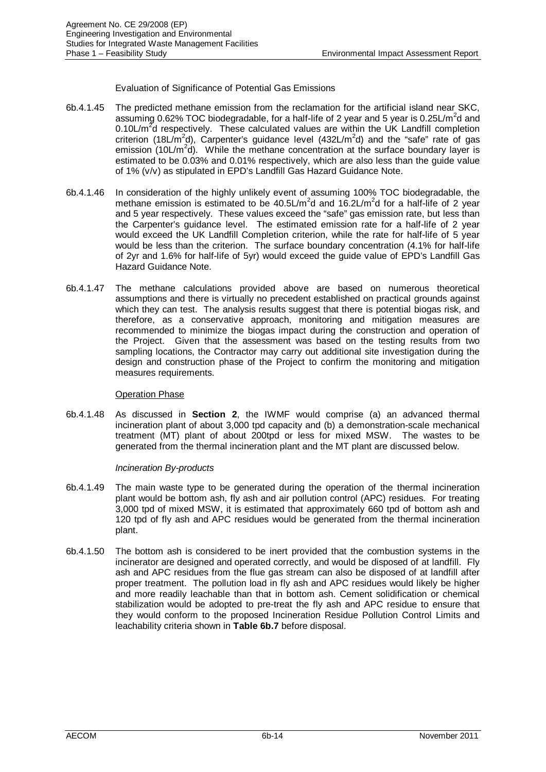Evaluation of Significance of Potential Gas Emissions

6b.4.1.45 The predicted methane emission from the reclamation for the artificial island near SKC, assuming 0.62% TOC biodegradable, for a half-life of 2 year and 5 year is $0.25L/m^2d$ and $0.10L/m^2d$ respectively. These calculated values are within the UK Landfill completion criterion ($18L/m^2d$), Carpenter's guidance level ($432L/m^2d$) and the "safe" rate of gas emission ($10L/m^2d$). While the methane concentration at the surface boundary layer is estimated to be 0.03% and 0.01% respectively, which are also less than the guide value of 1% (v/v) as stipulated in EPD's Landfill Gas Hazard Guidance Note.

6b.4.1.46 In consideration of the highly unlikely event of assuming 100% TOC biodegradable, the methane emission is estimated to be $40.5L/m^2d$ and $16.2L/m^2d$ for a half-life of 2 year and 5 year respectively. These values exceed the "safe" gas emission rate, but less than the Carpenter's guidance level. The estimated emission rate for a half-life of 2 year would exceed the UK Landfill Completion criterion, while the rate for half-life of 5 year would be less than the criterion. The surface boundary concentration (4.1% for half-life of 2yr and 1.6% for half-life of 5yr) would exceed the guide value of EPD's Landfill Gas Hazard Guidance Note.

6b.4.1.47 The methane calculations provided above are based on numerous theoretical assumptions and there is virtually no precedent established on practical grounds against which they can test. The analysis results suggest that there is potential biogas risk, and therefore, as a conservative approach, monitoring and mitigation measures are recommended to minimize the biogas impact during the construction and operation of the Project. Given that the assessment was based on the testing results from two sampling locations, the Contractor may carry out additional site investigation during the design and construction phase of the Project to confirm the monitoring and mitigation measures requirements.

Operation Phase

6b.4.1.48 As discussed in **Section 2**, the IWMF would comprise (a) an advanced thermal incineration plant of about 3,000 tpd capacity and (b) a demonstration-scale mechanical treatment (MT) plant of about 200tpd or less for mixed MSW. The wastes to be generated from the thermal incineration plant and the MT plant are discussed below.

*Incineration By-products*

6b.4.1.49 The main waste type to be generated during the operation of the thermal incineration plant would be bottom ash, fly ash and air pollution control (APC) residues. For treating 3,000 tpd of mixed MSW, it is estimated that approximately 660 tpd of bottom ash and 120 tpd of fly ash and APC residues would be generated from the thermal incineration plant.

6b.4.1.50 The bottom ash is considered to be inert provided that the combustion systems in the incinerator are designed and operated correctly, and would be disposed of at landfill. Fly ash and APC residues from the flue gas stream can also be disposed of at landfill after proper treatment. The pollution load in fly ash and APC residues would likely be higher and more readily leachable than that in bottom ash. Cement solidification or chemical stabilization would be adopted to pre-treat the fly ash and APC residue to ensure that they would conform to the proposed Incineration Residue Pollution Control Limits and leachability criteria shown in **Table 6b.7** before disposal.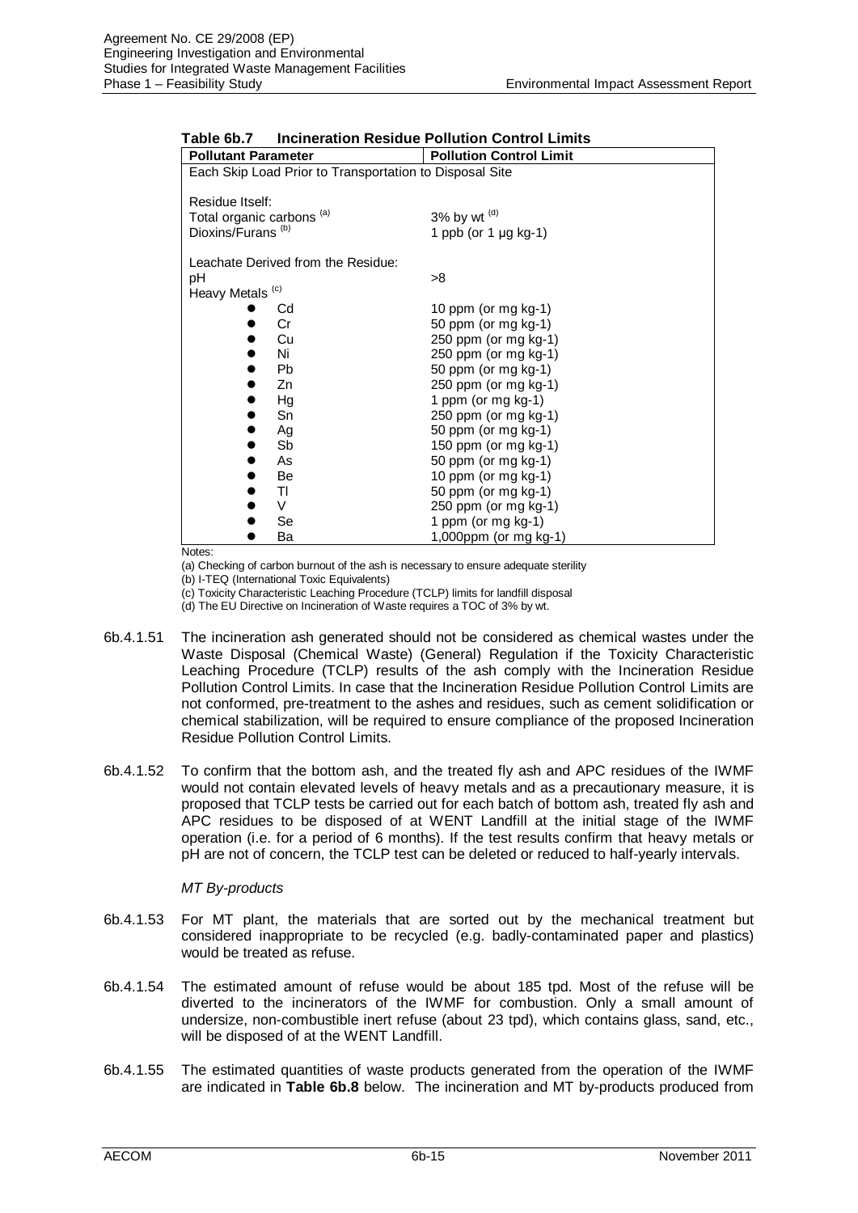**Table 6b.7 Incineration Residue Pollution Control Limits**

| Pollutant Parameter | Pollution Control Limit |
|---|---|
| Each Skip Load Prior to Transportation to Disposal Site | |
| Residue Itself: | |
| Total organic carbons [(a)] | 3% by wt [(d)] |
| Dioxins/Furans [(b)] | 1 ppb (or 1 µg kg-1) |
| Leachate Derived from the Residue: | |
| pH | >8 |
| Heavy Metals [(c)] | |
| ● Cd | 10 ppm (or mg kg-1) |
| ● Cr | 50 ppm (or mg kg-1) |
| ● Cu | 250 ppm (or mg kg-1) |
| ● Ni | 250 ppm (or mg kg-1) |
| ● Pb | 50 ppm (or mg kg-1) |
| ● Zn | 250 ppm (or mg kg-1) |
| ● Hg | 1 ppm (or mg kg-1) |
| ● Sn | 250 ppm (or mg kg-1) |
| ● Ag | 50 ppm (or mg kg-1) |
| ● Sb | 150 ppm (or mg kg-1) |
| ● As | 50 ppm (or mg kg-1) |
| ● Be | 10 ppm (or mg kg-1) |
| ● Tl | 50 ppm (or mg kg-1) |
| ● V | 250 ppm (or mg kg-1) |
| ● Se | 1 ppm (or mg kg-1) |
| ● Ba | 1,000ppm (or mg kg-1) |

Notes:

(a) Checking of carbon burnout of the ash is necessary to ensure adequate sterility

(b) I-TEQ (International Toxic Equivalents)

(c) Toxicity Characteristic Leaching Procedure (TCLP) limits for landfill disposal

(d) The EU Directive on Incineration of Waste requires a TOC of 3% by wt.

6b.4.1.51 The incineration ash generated should not be considered as chemical wastes under the Waste Disposal (Chemical Waste) (General) Regulation if the Toxicity Characteristic Leaching Procedure (TCLP) results of the ash comply with the Incineration Residue Pollution Control Limits. In case that the Incineration Residue Pollution Control Limits are not conformed, pre-treatment to the ashes and residues, such as cement solidification or chemical stabilization, will be required to ensure compliance of the proposed Incineration Residue Pollution Control Limits.

6b.4.1.52 To confirm that the bottom ash, and the treated fly ash and APC residues of the IWMF would not contain elevated levels of heavy metals and as a precautionary measure, it is proposed that TCLP tests be carried out for each batch of bottom ash, treated fly ash and APC residues to be disposed of at WENT Landfill at the initial stage of the IWMF operation (i.e. for a period of 6 months). If the test results confirm that heavy metals or pH are not of concern, the TCLP test can be deleted or reduced to half-yearly intervals.

*MT By-products*

6b.4.1.53 For MT plant, the materials that are sorted out by the mechanical treatment but considered inappropriate to be recycled (e.g. badly-contaminated paper and plastics) would be treated as refuse.

6b.4.1.54 The estimated amount of refuse would be about 185 tpd. Most of the refuse will be diverted to the incinerators of the IWMF for combustion. Only a small amount of undersize, non-combustible inert refuse (about 23 tpd), which contains glass, sand, etc., will be disposed of at the WENT Landfill.

6b.4.1.55 The estimated quantities of waste products generated from the operation of the IWMF are indicated in **Table 6b.8** below. The incineration and MT by-products produced from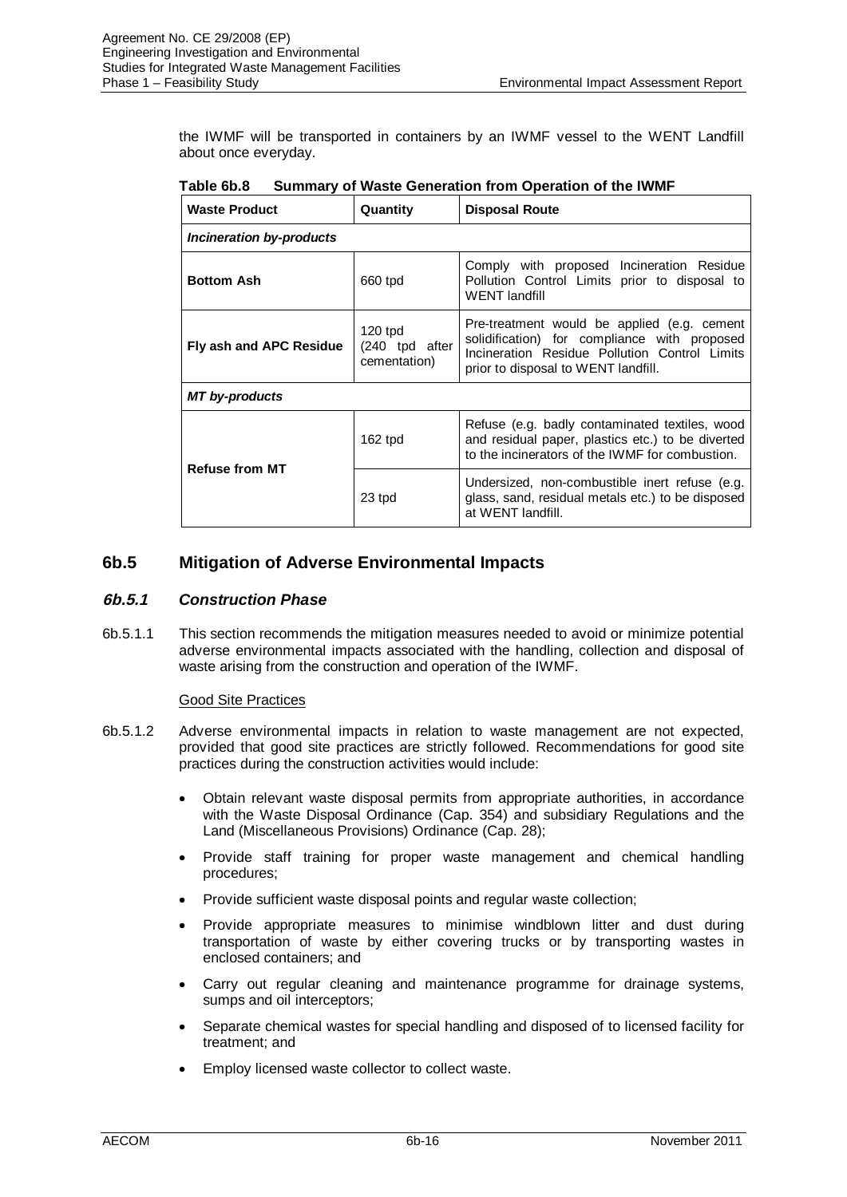the IWMF will be transported in containers by an IWMF vessel to the WENT Landfill about once everyday.

**Table 6b.8 Summary of Waste Generation from Operation of the IWMF**

| Waste Product | Quantity | Disposal Route |
|---|---|---|
| ***Incineration by-products*** | | |
| **Bottom Ash** | 660 tpd | Comply with proposed Incineration Residue Pollution Control Limits prior to disposal to WENT landfill |
| **Fly ash and APC Residue** | 120 tpd (240 tpd after cementation) | Pre-treatment would be applied (e.g. cement solidification) for compliance with proposed Incineration Residue Pollution Control Limits prior to disposal to WENT landfill. |
| ***MT by-products*** | | |
| **Refuse from MT** | 162 tpd | Refuse (e.g. badly contaminated textiles, wood and residual paper, plastics etc.) to be diverted to the incinerators of the IWMF for combustion. |
| | 23 tpd | Undersized, non-combustible inert refuse (e.g. glass, sand, residual metals etc.) to be disposed at WENT landfill. |

## 6b.5 Mitigation of Adverse Environmental Impacts

### *6b.5.1 Construction Phase*

6b.5.1.1 This section recommends the mitigation measures needed to avoid or minimize potential adverse environmental impacts associated with the handling, collection and disposal of waste arising from the construction and operation of the IWMF.

Good Site Practices

6b.5.1.2 Adverse environmental impacts in relation to waste management are not expected, provided that good site practices are strictly followed. Recommendations for good site practices during the construction activities would include:

- Obtain relevant waste disposal permits from appropriate authorities, in accordance with the Waste Disposal Ordinance (Cap. 354) and subsidiary Regulations and the Land (Miscellaneous Provisions) Ordinance (Cap. 28);
- Provide staff training for proper waste management and chemical handling procedures;
- Provide sufficient waste disposal points and regular waste collection;
- Provide appropriate measures to minimise windblown litter and dust during transportation of waste by either covering trucks or by transporting wastes in enclosed containers; and
- Carry out regular cleaning and maintenance programme for drainage systems, sumps and oil interceptors;
- Separate chemical wastes for special handling and disposed of to licensed facility for treatment; and
- Employ licensed waste collector to collect waste.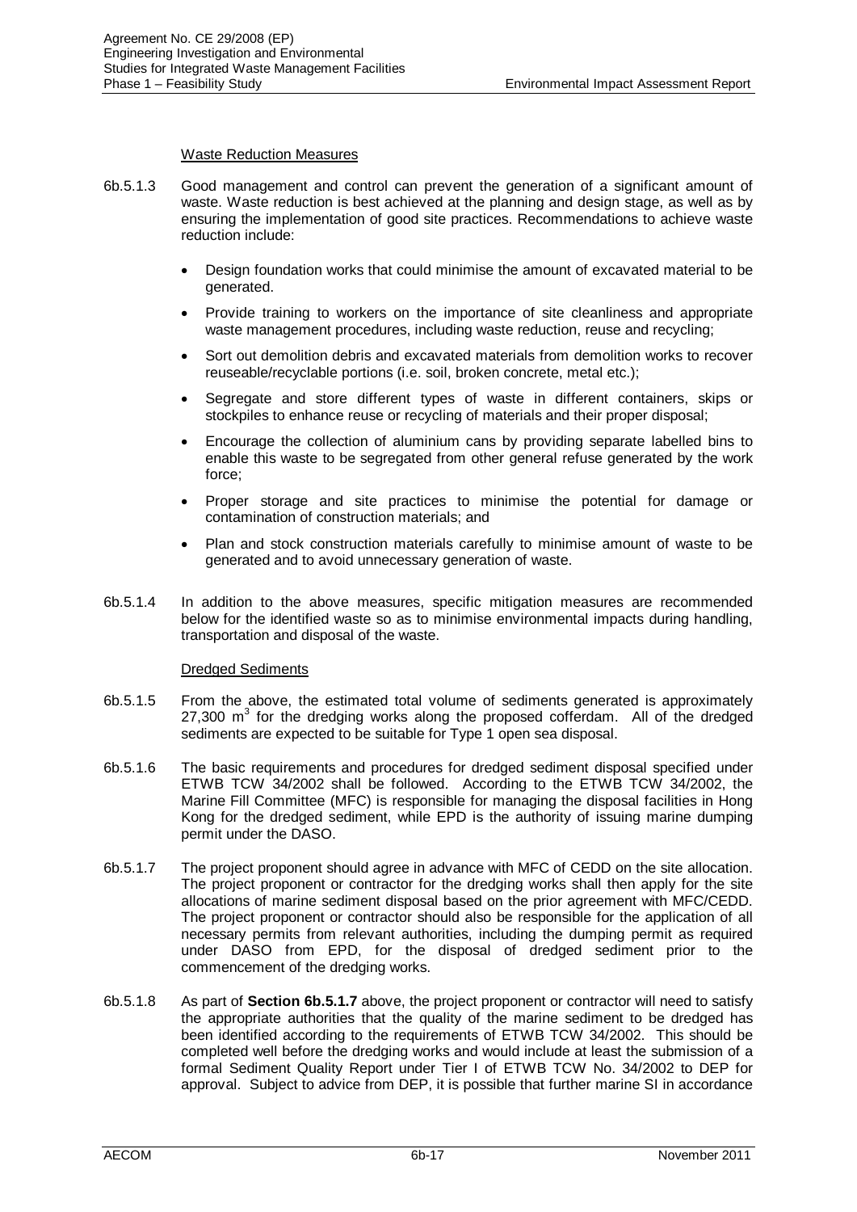Waste Reduction Measures

6b.5.1.3 Good management and control can prevent the generation of a significant amount of waste. Waste reduction is best achieved at the planning and design stage, as well as by ensuring the implementation of good site practices. Recommendations to achieve waste reduction include:

- Design foundation works that could minimise the amount of excavated material to be generated.
- Provide training to workers on the importance of site cleanliness and appropriate waste management procedures, including waste reduction, reuse and recycling;
- Sort out demolition debris and excavated materials from demolition works to recover reuseable/recyclable portions (i.e. soil, broken concrete, metal etc.);
- Segregate and store different types of waste in different containers, skips or stockpiles to enhance reuse or recycling of materials and their proper disposal;
- Encourage the collection of aluminium cans by providing separate labelled bins to enable this waste to be segregated from other general refuse generated by the work force;
- Proper storage and site practices to minimise the potential for damage or contamination of construction materials; and
- Plan and stock construction materials carefully to minimise amount of waste to be generated and to avoid unnecessary generation of waste.

6b.5.1.4 In addition to the above measures, specific mitigation measures are recommended below for the identified waste so as to minimise environmental impacts during handling, transportation and disposal of the waste.

Dredged Sediments

6b.5.1.5 From the above, the estimated total volume of sediments generated is approximately 27,300 $m^3$ for the dredging works along the proposed cofferdam. All of the dredged sediments are expected to be suitable for Type 1 open sea disposal.

6b.5.1.6 The basic requirements and procedures for dredged sediment disposal specified under ETWB TCW 34/2002 shall be followed. According to the ETWB TCW 34/2002, the Marine Fill Committee (MFC) is responsible for managing the disposal facilities in Hong Kong for the dredged sediment, while EPD is the authority of issuing marine dumping permit under the DASO.

6b.5.1.7 The project proponent should agree in advance with MFC of CEDD on the site allocation. The project proponent or contractor for the dredging works shall then apply for the site allocations of marine sediment disposal based on the prior agreement with MFC/CEDD. The project proponent or contractor should also be responsible for the application of all necessary permits from relevant authorities, including the dumping permit as required under DASO from EPD, for the disposal of dredged sediment prior to the commencement of the dredging works.

6b.5.1.8 As part of **Section 6b.5.1.7** above, the project proponent or contractor will need to satisfy the appropriate authorities that the quality of the marine sediment to be dredged has been identified according to the requirements of ETWB TCW 34/2002. This should be completed well before the dredging works and would include at least the submission of a formal Sediment Quality Report under Tier I of ETWB TCW No. 34/2002 to DEP for approval. Subject to advice from DEP, it is possible that further marine SI in accordance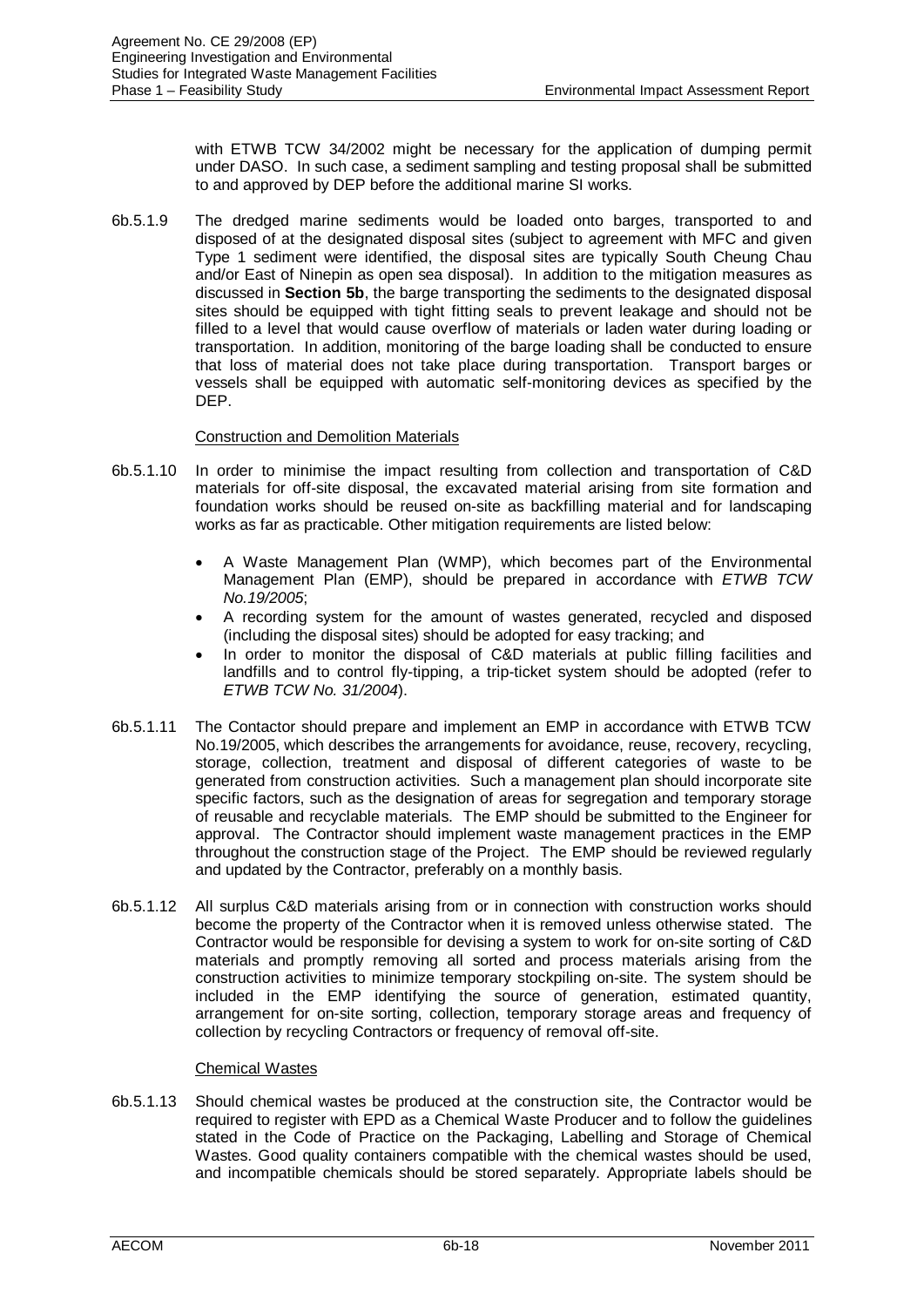with ETWB TCW 34/2002 might be necessary for the application of dumping permit under DASO. In such case, a sediment sampling and testing proposal shall be submitted to and approved by DEP before the additional marine SI works.

6b.5.1.9 The dredged marine sediments would be loaded onto barges, transported to and disposed of at the designated disposal sites (subject to agreement with MFC and given Type 1 sediment were identified, the disposal sites are typically South Cheung Chau and/or East of Ninepin as open sea disposal). In addition to the mitigation measures as discussed in **Section 5b**, the barge transporting the sediments to the designated disposal sites should be equipped with tight fitting seals to prevent leakage and should not be filled to a level that would cause overflow of materials or laden water during loading or transportation. In addition, monitoring of the barge loading shall be conducted to ensure that loss of material does not take place during transportation. Transport barges or vessels shall be equipped with automatic self-monitoring devices as specified by the DEP.

Construction and Demolition Materials

6b.5.1.10 In order to minimise the impact resulting from collection and transportation of C&D materials for off-site disposal, the excavated material arising from site formation and foundation works should be reused on-site as backfilling material and for landscaping works as far as practicable. Other mitigation requirements are listed below:

- A Waste Management Plan (WMP), which becomes part of the Environmental Management Plan (EMP), should be prepared in accordance with *ETWB TCW No.19/2005*;
- A recording system for the amount of wastes generated, recycled and disposed (including the disposal sites) should be adopted for easy tracking; and
- In order to monitor the disposal of C&D materials at public filling facilities and landfills and to control fly-tipping, a trip-ticket system should be adopted (refer to *ETWB TCW No. 31/2004*).

6b.5.1.11 The Contactor should prepare and implement an EMP in accordance with ETWB TCW No.19/2005, which describes the arrangements for avoidance, reuse, recovery, recycling, storage, collection, treatment and disposal of different categories of waste to be generated from construction activities. Such a management plan should incorporate site specific factors, such as the designation of areas for segregation and temporary storage of reusable and recyclable materials. The EMP should be submitted to the Engineer for approval. The Contractor should implement waste management practices in the EMP throughout the construction stage of the Project. The EMP should be reviewed regularly and updated by the Contractor, preferably on a monthly basis.

6b.5.1.12 All surplus C&D materials arising from or in connection with construction works should become the property of the Contractor when it is removed unless otherwise stated. The Contractor would be responsible for devising a system to work for on-site sorting of C&D materials and promptly removing all sorted and process materials arising from the construction activities to minimize temporary stockpiling on-site. The system should be included in the EMP identifying the source of generation, estimated quantity, arrangement for on-site sorting, collection, temporary storage areas and frequency of collection by recycling Contractors or frequency of removal off-site.

Chemical Wastes

6b.5.1.13 Should chemical wastes be produced at the construction site, the Contractor would be required to register with EPD as a Chemical Waste Producer and to follow the guidelines stated in the Code of Practice on the Packaging, Labelling and Storage of Chemical Wastes. Good quality containers compatible with the chemical wastes should be used, and incompatible chemicals should be stored separately. Appropriate labels should be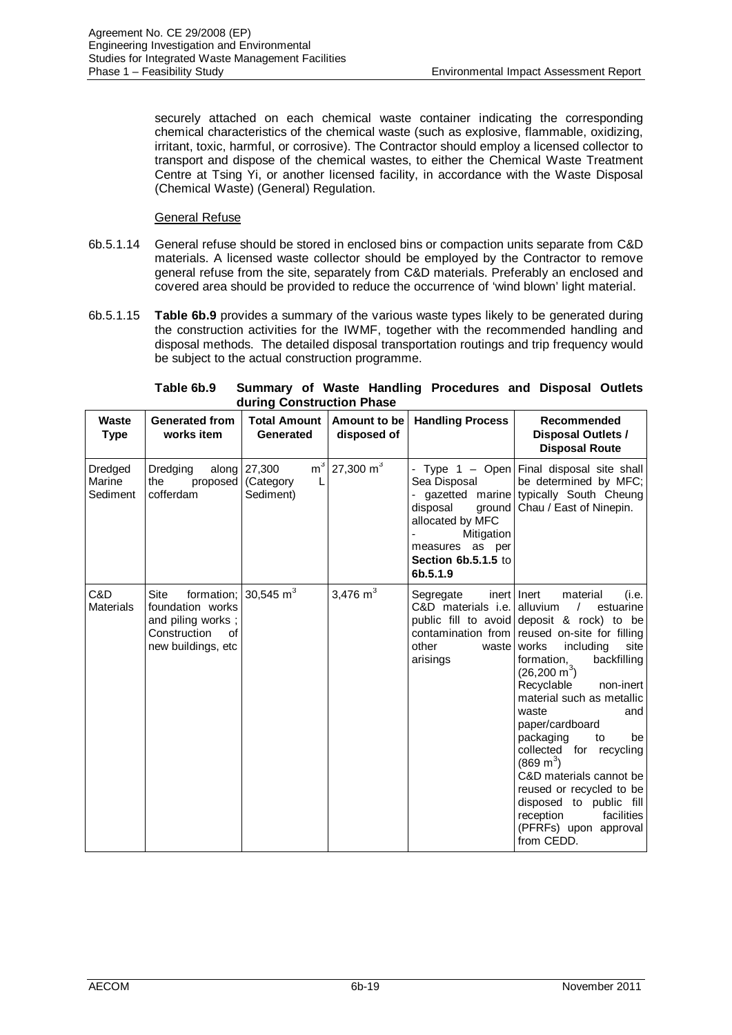securely attached on each chemical waste container indicating the corresponding chemical characteristics of the chemical waste (such as explosive, flammable, oxidizing, irritant, toxic, harmful, or corrosive). The Contractor should employ a licensed collector to transport and dispose of the chemical wastes, to either the Chemical Waste Treatment Centre at Tsing Yi, or another licensed facility, in accordance with the Waste Disposal (Chemical Waste) (General) Regulation.

General Refuse

6b.5.1.14 General refuse should be stored in enclosed bins or compaction units separate from C&D materials. A licensed waste collector should be employed by the Contractor to remove general refuse from the site, separately from C&D materials. Preferably an enclosed and covered area should be provided to reduce the occurrence of 'wind blown' light material.

6b.5.1.15 **Table 6b.9** provides a summary of the various waste types likely to be generated during the construction activities for the IWMF, together with the recommended handling and disposal methods. The detailed disposal transportation routings and trip frequency would be subject to the actual construction programme.

**Table 6b.9 Summary of Waste Handling Procedures and Disposal Outlets during Construction Phase**

| Waste Type | Generated from works item | Total Amount Generated | Amount to be disposed of | Handling Process | Recommended Disposal Outlets / Disposal Route |
|---|---|---|---|---|---|
| Dredged Marine Sediment | Dredging along the proposed cofferdam | 27,300 $m^3$ (Category L Sediment) | 27,300 $m^3$ | - Type 1 – Open Sea Disposal<br>- gazetted marine disposal ground allocated by MFC<br>- Mitigation measures as per **Section 6b.5.1.5** to **6b.5.1.9** | Final disposal site shall be determined by MFC; typically South Cheung Chau / East of Ninepin. |
| C&D Materials | Site formation; foundation works and piling works ; Construction of new buildings, etc | 30,545 $m^3$ | 3,476 $m^3$ | Segregate inert C&D materials i.e. public fill to avoid contamination from other waste arisings | Inert material (i.e. alluvium / estuarine deposit & rock) to be reused on-site for filling works including site formation, backfilling (26,200 $m^3$)<br>Recyclable non-inert material such as metallic waste and paper/cardboard packaging to be collected for recycling (869 $m^3$)<br>C&D materials cannot be reused or recycled to be disposed to public fill reception facilities (PFRFs) upon approval from CEDD. |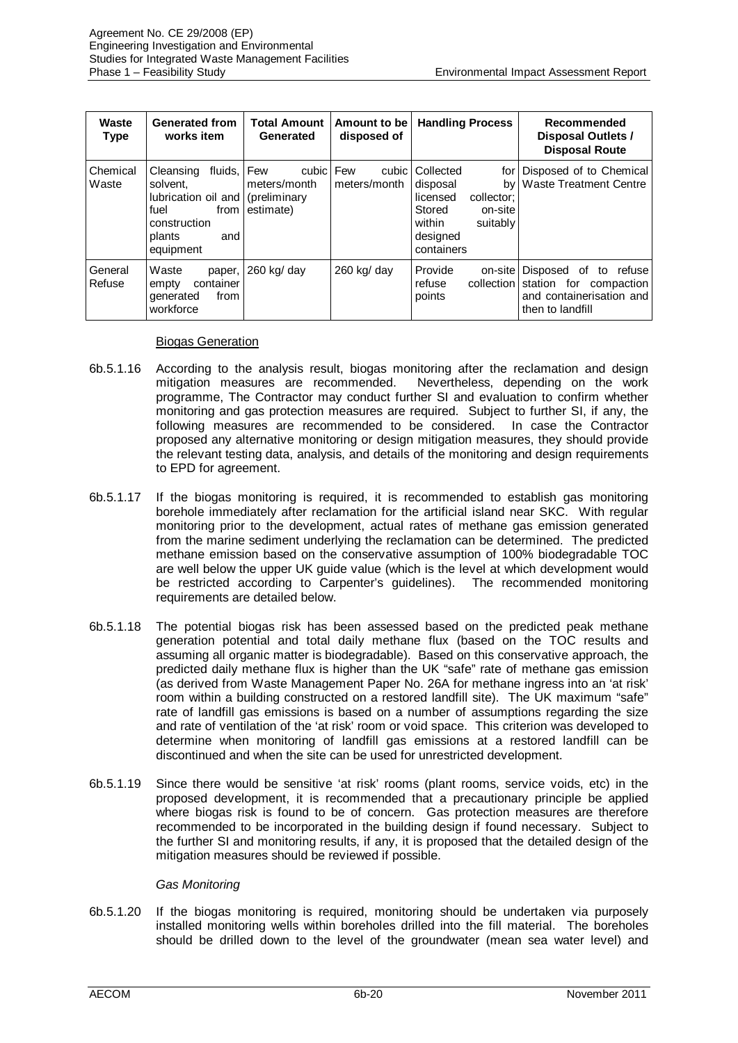| Waste Type | Generated from works item | Total Amount Generated | Amount to be disposed of | Handling Process | Recommended Disposal Outlets / Disposal Route |
|---|---|---|---|---|---|
| Chemical Waste | Cleansing fluids, solvent, lubrication oil and fuel from construction plants and equipment | Few cubic meters/month (preliminary estimate) | Few cubic meters/month | Collected for disposal by licensed collector; Stored on-site within suitably designed containers | Disposed of to Chemical Waste Treatment Centre |
| General Refuse | Waste paper, empty container generated from workforce | 260 kg/ day | 260 kg/ day | Provide on-site refuse collection points | Disposed of to refuse station for compaction and containerisation and then to landfill |

Biogas Generation

6b.5.1.16 According to the analysis result, biogas monitoring after the reclamation and design mitigation measures are recommended. Nevertheless, depending on the work programme, The Contractor may conduct further SI and evaluation to confirm whether monitoring and gas protection measures are required. Subject to further SI, if any, the following measures are recommended to be considered. In case the Contractor proposed any alternative monitoring or design mitigation measures, they should provide the relevant testing data, analysis, and details of the monitoring and design requirements to EPD for agreement.

6b.5.1.17 If the biogas monitoring is required, it is recommended to establish gas monitoring borehole immediately after reclamation for the artificial island near SKC. With regular monitoring prior to the development, actual rates of methane gas emission generated from the marine sediment underlying the reclamation can be determined. The predicted methane emission based on the conservative assumption of 100% biodegradable TOC are well below the upper UK guide value (which is the level at which development would be restricted according to Carpenter's guidelines). The recommended monitoring requirements are detailed below.

6b.5.1.18 The potential biogas risk has been assessed based on the predicted peak methane generation potential and total daily methane flux (based on the TOC results and assuming all organic matter is biodegradable). Based on this conservative approach, the predicted daily methane flux is higher than the UK "safe" rate of methane gas emission (as derived from Waste Management Paper No. 26A for methane ingress into an 'at risk' room within a building constructed on a restored landfill site). The UK maximum "safe" rate of landfill gas emissions is based on a number of assumptions regarding the size and rate of ventilation of the 'at risk' room or void space. This criterion was developed to determine when monitoring of landfill gas emissions at a restored landfill can be discontinued and when the site can be used for unrestricted development.

6b.5.1.19 Since there would be sensitive 'at risk' rooms (plant rooms, service voids, etc) in the proposed development, it is recommended that a precautionary principle be applied where biogas risk is found to be of concern. Gas protection measures are therefore recommended to be incorporated in the building design if found necessary. Subject to the further SI and monitoring results, if any, it is proposed that the detailed design of the mitigation measures should be reviewed if possible.

*Gas Monitoring*

6b.5.1.20 If the biogas monitoring is required, monitoring should be undertaken via purposely installed monitoring wells within boreholes drilled into the fill material. The boreholes should be drilled down to the level of the groundwater (mean sea water level) and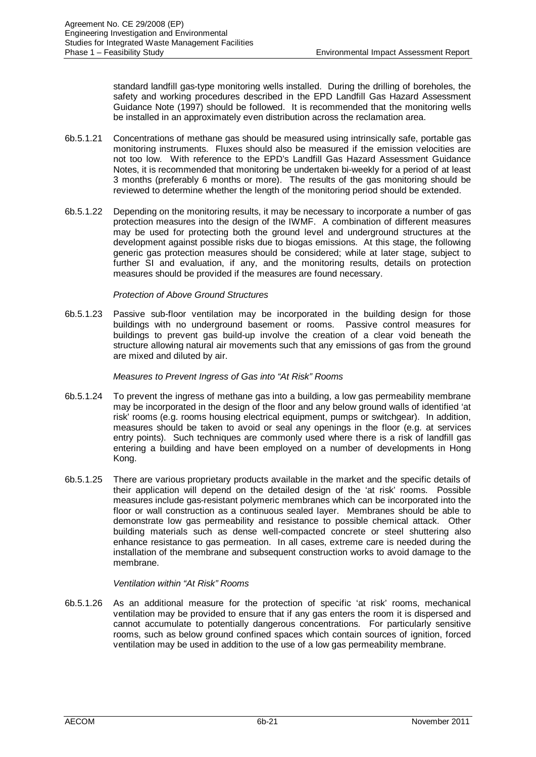standard landfill gas-type monitoring wells installed. During the drilling of boreholes, the safety and working procedures described in the EPD Landfill Gas Hazard Assessment Guidance Note (1997) should be followed. It is recommended that the monitoring wells be installed in an approximately even distribution across the reclamation area.

6b.5.1.21 Concentrations of methane gas should be measured using intrinsically safe, portable gas monitoring instruments. Fluxes should also be measured if the emission velocities are not too low. With reference to the EPD's Landfill Gas Hazard Assessment Guidance Notes, it is recommended that monitoring be undertaken bi-weekly for a period of at least 3 months (preferably 6 months or more). The results of the gas monitoring should be reviewed to determine whether the length of the monitoring period should be extended.

6b.5.1.22 Depending on the monitoring results, it may be necessary to incorporate a number of gas protection measures into the design of the IWMF. A combination of different measures may be used for protecting both the ground level and underground structures at the development against possible risks due to biogas emissions. At this stage, the following generic gas protection measures should be considered; while at later stage, subject to further SI and evaluation, if any, and the monitoring results, details on protection measures should be provided if the measures are found necessary.

*Protection of Above Ground Structures*

6b.5.1.23 Passive sub-floor ventilation may be incorporated in the building design for those buildings with no underground basement or rooms. Passive control measures for buildings to prevent gas build-up involve the creation of a clear void beneath the structure allowing natural air movements such that any emissions of gas from the ground are mixed and diluted by air.

*Measures to Prevent Ingress of Gas into "At Risk" Rooms*

6b.5.1.24 To prevent the ingress of methane gas into a building, a low gas permeability membrane may be incorporated in the design of the floor and any below ground walls of identified 'at risk' rooms (e.g. rooms housing electrical equipment, pumps or switchgear). In addition, measures should be taken to avoid or seal any openings in the floor (e.g. at services entry points). Such techniques are commonly used where there is a risk of landfill gas entering a building and have been employed on a number of developments in Hong Kong.

6b.5.1.25 There are various proprietary products available in the market and the specific details of their application will depend on the detailed design of the 'at risk' rooms. Possible measures include gas-resistant polymeric membranes which can be incorporated into the floor or wall construction as a continuous sealed layer. Membranes should be able to demonstrate low gas permeability and resistance to possible chemical attack. Other building materials such as dense well-compacted concrete or steel shuttering also enhance resistance to gas permeation. In all cases, extreme care is needed during the installation of the membrane and subsequent construction works to avoid damage to the membrane.

*Ventilation within "At Risk" Rooms*

6b.5.1.26 As an additional measure for the protection of specific 'at risk' rooms, mechanical ventilation may be provided to ensure that if any gas enters the room it is dispersed and cannot accumulate to potentially dangerous concentrations. For particularly sensitive rooms, such as below ground confined spaces which contain sources of ignition, forced ventilation may be used in addition to the use of a low gas permeability membrane.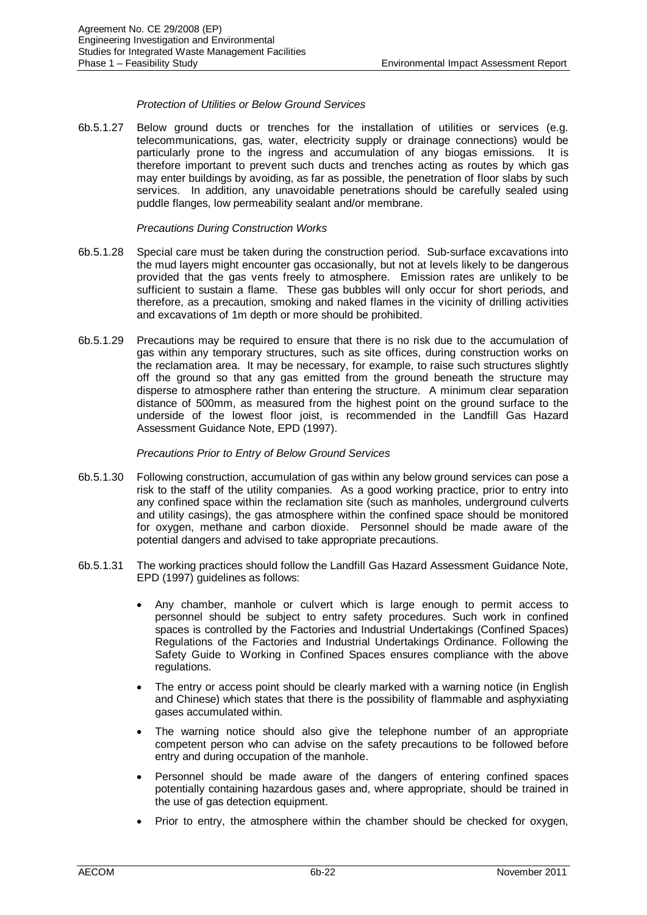*Protection of Utilities or Below Ground Services*

6b.5.1.27 Below ground ducts or trenches for the installation of utilities or services (e.g. telecommunications, gas, water, electricity supply or drainage connections) would be particularly prone to the ingress and accumulation of any biogas emissions. It is therefore important to prevent such ducts and trenches acting as routes by which gas may enter buildings by avoiding, as far as possible, the penetration of floor slabs by such services. In addition, any unavoidable penetrations should be carefully sealed using puddle flanges, low permeability sealant and/or membrane.

*Precautions During Construction Works*

6b.5.1.28 Special care must be taken during the construction period. Sub-surface excavations into the mud layers might encounter gas occasionally, but not at levels likely to be dangerous provided that the gas vents freely to atmosphere. Emission rates are unlikely to be sufficient to sustain a flame. These gas bubbles will only occur for short periods, and therefore, as a precaution, smoking and naked flames in the vicinity of drilling activities and excavations of 1m depth or more should be prohibited.

6b.5.1.29 Precautions may be required to ensure that there is no risk due to the accumulation of gas within any temporary structures, such as site offices, during construction works on the reclamation area. It may be necessary, for example, to raise such structures slightly off the ground so that any gas emitted from the ground beneath the structure may disperse to atmosphere rather than entering the structure. A minimum clear separation distance of 500mm, as measured from the highest point on the ground surface to the underside of the lowest floor joist, is recommended in the Landfill Gas Hazard Assessment Guidance Note, EPD (1997).

*Precautions Prior to Entry of Below Ground Services*

6b.5.1.30 Following construction, accumulation of gas within any below ground services can pose a risk to the staff of the utility companies. As a good working practice, prior to entry into any confined space within the reclamation site (such as manholes, underground culverts and utility casings), the gas atmosphere within the confined space should be monitored for oxygen, methane and carbon dioxide. Personnel should be made aware of the potential dangers and advised to take appropriate precautions.

6b.5.1.31 The working practices should follow the Landfill Gas Hazard Assessment Guidance Note, EPD (1997) guidelines as follows:

- Any chamber, manhole or culvert which is large enough to permit access to personnel should be subject to entry safety procedures. Such work in confined spaces is controlled by the Factories and Industrial Undertakings (Confined Spaces) Regulations of the Factories and Industrial Undertakings Ordinance. Following the Safety Guide to Working in Confined Spaces ensures compliance with the above regulations.
- The entry or access point should be clearly marked with a warning notice (in English and Chinese) which states that there is the possibility of flammable and asphyxiating gases accumulated within.
- The warning notice should also give the telephone number of an appropriate competent person who can advise on the safety precautions to be followed before entry and during occupation of the manhole.
- Personnel should be made aware of the dangers of entering confined spaces potentially containing hazardous gases and, where appropriate, should be trained in the use of gas detection equipment.
- Prior to entry, the atmosphere within the chamber should be checked for oxygen,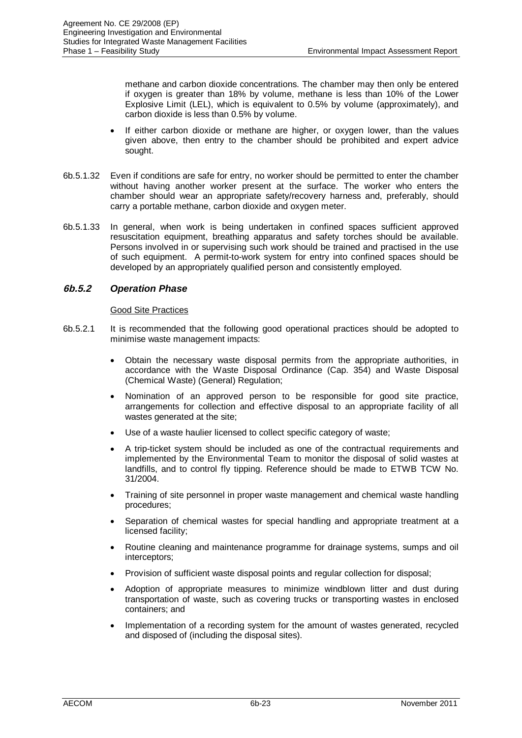methane and carbon dioxide concentrations. The chamber may then only be entered if oxygen is greater than 18% by volume, methane is less than 10% of the Lower Explosive Limit (LEL), which is equivalent to 0.5% by volume (approximately), and carbon dioxide is less than 0.5% by volume.

- If either carbon dioxide or methane are higher, or oxygen lower, than the values given above, then entry to the chamber should be prohibited and expert advice sought.

6b.5.1.32 Even if conditions are safe for entry, no worker should be permitted to enter the chamber without having another worker present at the surface. The worker who enters the chamber should wear an appropriate safety/recovery harness and, preferably, should carry a portable methane, carbon dioxide and oxygen meter.

6b.5.1.33 In general, when work is being undertaken in confined spaces sufficient approved resuscitation equipment, breathing apparatus and safety torches should be available. Persons involved in or supervising such work should be trained and practised in the use of such equipment. A permit-to-work system for entry into confined spaces should be developed by an appropriately qualified person and consistently employed.

### *6b.5.2 Operation Phase*

Good Site Practices

6b.5.2.1 It is recommended that the following good operational practices should be adopted to minimise waste management impacts:

- Obtain the necessary waste disposal permits from the appropriate authorities, in accordance with the Waste Disposal Ordinance (Cap. 354) and Waste Disposal (Chemical Waste) (General) Regulation;
- Nomination of an approved person to be responsible for good site practice, arrangements for collection and effective disposal to an appropriate facility of all wastes generated at the site;
- Use of a waste haulier licensed to collect specific category of waste;
- A trip-ticket system should be included as one of the contractual requirements and implemented by the Environmental Team to monitor the disposal of solid wastes at landfills, and to control fly tipping. Reference should be made to ETWB TCW No. 31/2004.
- Training of site personnel in proper waste management and chemical waste handling procedures;
- Separation of chemical wastes for special handling and appropriate treatment at a licensed facility;
- Routine cleaning and maintenance programme for drainage systems, sumps and oil interceptors;
- Provision of sufficient waste disposal points and regular collection for disposal;
- Adoption of appropriate measures to minimize windblown litter and dust during transportation of waste, such as covering trucks or transporting wastes in enclosed containers; and
- Implementation of a recording system for the amount of wastes generated, recycled and disposed of (including the disposal sites).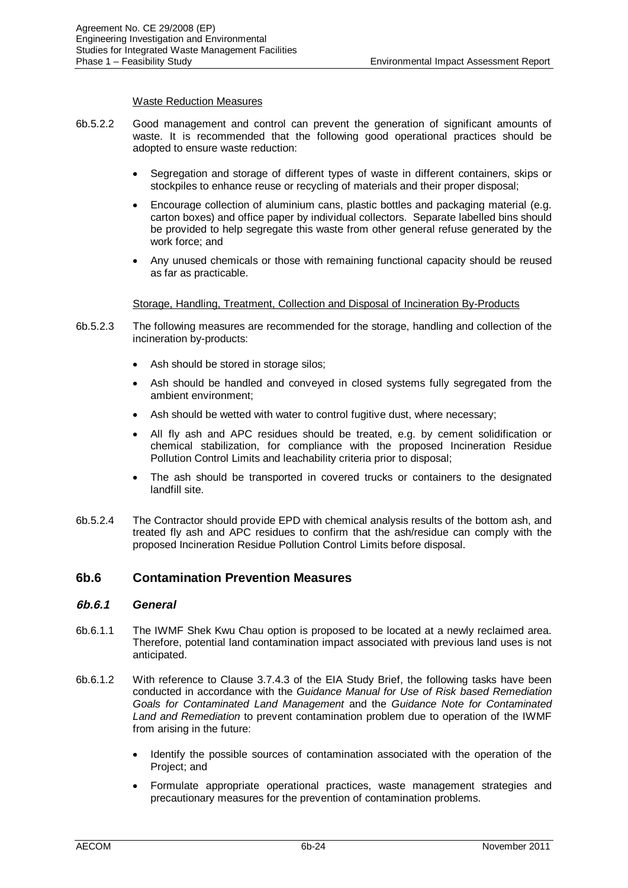Waste Reduction Measures

6b.5.2.2 Good management and control can prevent the generation of significant amounts of waste. It is recommended that the following good operational practices should be adopted to ensure waste reduction:

- Segregation and storage of different types of waste in different containers, skips or stockpiles to enhance reuse or recycling of materials and their proper disposal;
- Encourage collection of aluminium cans, plastic bottles and packaging material (e.g. carton boxes) and office paper by individual collectors. Separate labelled bins should be provided to help segregate this waste from other general refuse generated by the work force; and
- Any unused chemicals or those with remaining functional capacity should be reused as far as practicable.

Storage, Handling, Treatment, Collection and Disposal of Incineration By-Products

6b.5.2.3 The following measures are recommended for the storage, handling and collection of the incineration by-products:

- Ash should be stored in storage silos;
- Ash should be handled and conveyed in closed systems fully segregated from the ambient environment;
- Ash should be wetted with water to control fugitive dust, where necessary;
- All fly ash and APC residues should be treated, e.g. by cement solidification or chemical stabilization, for compliance with the proposed Incineration Residue Pollution Control Limits and leachability criteria prior to disposal;
- The ash should be transported in covered trucks or containers to the designated landfill site.

6b.5.2.4 The Contractor should provide EPD with chemical analysis results of the bottom ash, and treated fly ash and APC residues to confirm that the ash/residue can comply with the proposed Incineration Residue Pollution Control Limits before disposal.

## 6b.6 Contamination Prevention Measures

### *6b.6.1 General*

6b.6.1.1 The IWMF Shek Kwu Chau option is proposed to be located at a newly reclaimed area. Therefore, potential land contamination impact associated with previous land uses is not anticipated.

6b.6.1.2 With reference to Clause 3.7.4.3 of the EIA Study Brief, the following tasks have been conducted in accordance with the *Guidance Manual for Use of Risk based Remediation Goals for Contaminated Land Management* and the *Guidance Note for Contaminated Land and Remediation* to prevent contamination problem due to operation of the IWMF from arising in the future:

- Identify the possible sources of contamination associated with the operation of the Project; and
- Formulate appropriate operational practices, waste management strategies and precautionary measures for the prevention of contamination problems.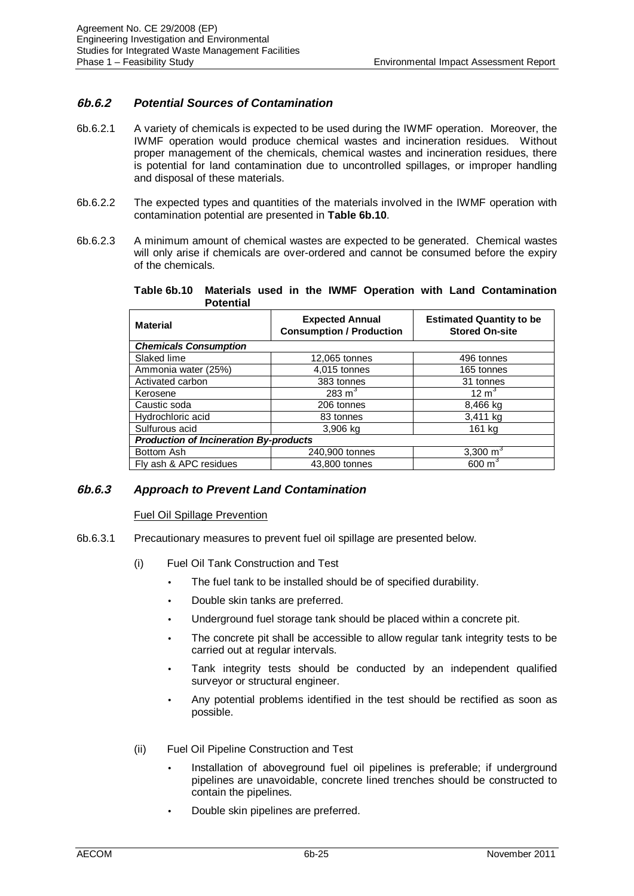### *6b.6.2 Potential Sources of Contamination*

6b.6.2.1 A variety of chemicals is expected to be used during the IWMF operation. Moreover, the IWMF operation would produce chemical wastes and incineration residues. Without proper management of the chemicals, chemical wastes and incineration residues, there is potential for land contamination due to uncontrolled spillages, or improper handling and disposal of these materials.

6b.6.2.2 The expected types and quantities of the materials involved in the IWMF operation with contamination potential are presented in **Table 6b.10**.

6b.6.2.3 A minimum amount of chemical wastes are expected to be generated. Chemical wastes will only arise if chemicals are over-ordered and cannot be consumed before the expiry of the chemicals.

**Table 6b.10 Materials used in the IWMF Operation with Land Contamination Potential**

| Material | Expected Annual Consumption / Production | Estimated Quantity to be Stored On-site |
|---|---|---|
| ***Chemicals Consumption*** | | |
| Slaked lime | 12,065 tonnes | 496 tonnes |
| Ammonia water (25%) | 4,015 tonnes | 165 tonnes |
| Activated carbon | 383 tonnes | 31 tonnes |
| Kerosene | 283 $m^3$ | 12 $m^3$ |
| Caustic soda | 206 tonnes | 8,466 kg |
| Hydrochloric acid | 83 tonnes | 3,411 kg |
| Sulfurous acid | 3,906 kg | 161 kg |
| ***Production of Incineration By-products*** | | |
| Bottom Ash | 240,900 tonnes | 3,300 $m^3$ |
| Fly ash & APC residues | 43,800 tonnes | 600 $m^3$ |

### *6b.6.3 Approach to Prevent Land Contamination*

Fuel Oil Spillage Prevention

6b.6.3.1 Precautionary measures to prevent fuel oil spillage are presented below.

(i) Fuel Oil Tank Construction and Test

- The fuel tank to be installed should be of specified durability.
- Double skin tanks are preferred.
- Underground fuel storage tank should be placed within a concrete pit.
- The concrete pit shall be accessible to allow regular tank integrity tests to be carried out at regular intervals.
- Tank integrity tests should be conducted by an independent qualified surveyor or structural engineer.
- Any potential problems identified in the test should be rectified as soon as possible.

(ii) Fuel Oil Pipeline Construction and Test

- Installation of aboveground fuel oil pipelines is preferable; if underground pipelines are unavoidable, concrete lined trenches should be constructed to contain the pipelines.
- Double skin pipelines are preferred.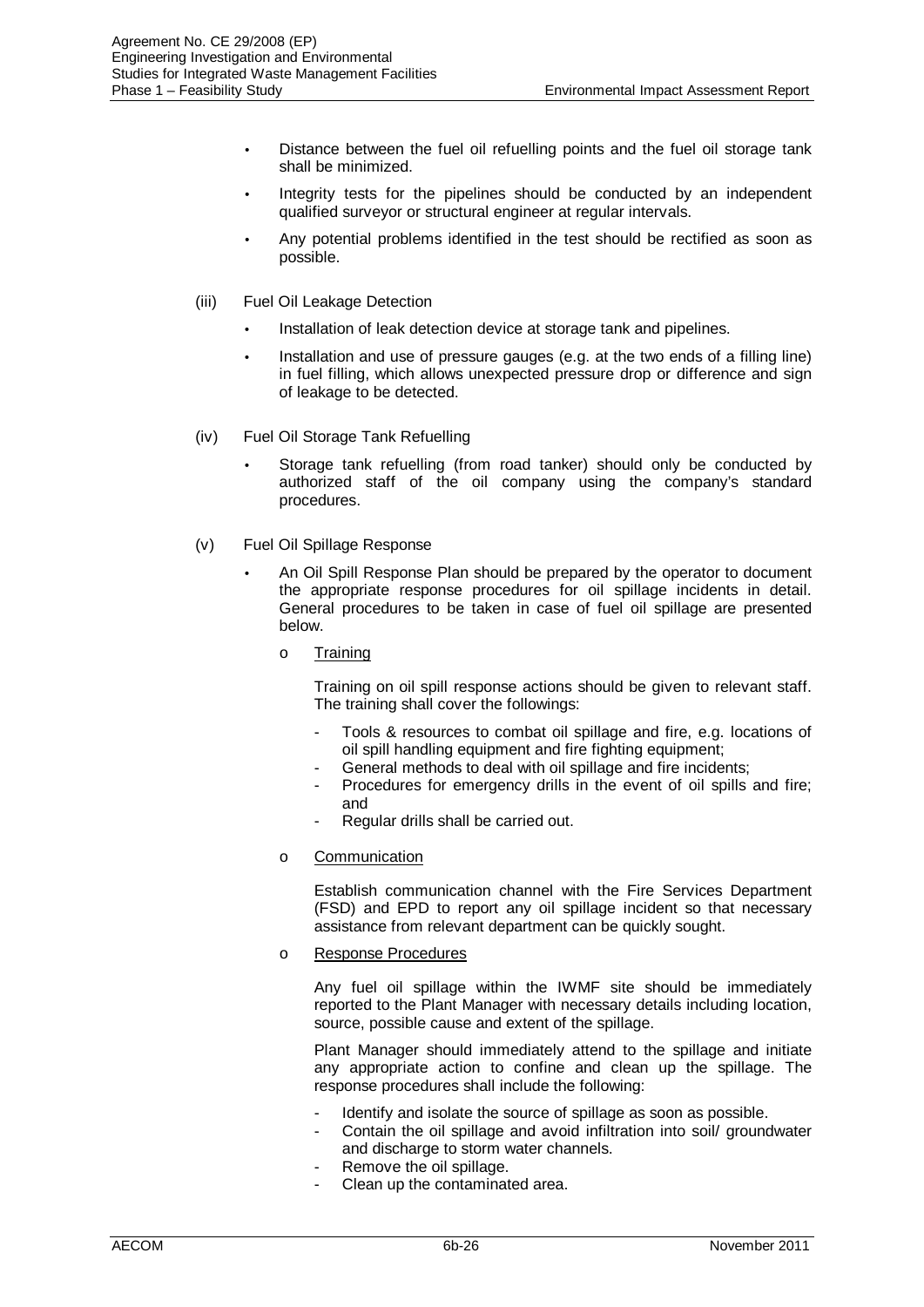- Distance between the fuel oil refuelling points and the fuel oil storage tank shall be minimized.
- Integrity tests for the pipelines should be conducted by an independent qualified surveyor or structural engineer at regular intervals.
- Any potential problems identified in the test should be rectified as soon as possible.

(iii) Fuel Oil Leakage Detection

- Installation of leak detection device at storage tank and pipelines.
- Installation and use of pressure gauges (e.g. at the two ends of a filling line) in fuel filling, which allows unexpected pressure drop or difference and sign of leakage to be detected.

(iv) Fuel Oil Storage Tank Refuelling

- Storage tank refuelling (from road tanker) should only be conducted by authorized staff of the oil company using the company's standard procedures.

(v) Fuel Oil Spillage Response

- An Oil Spill Response Plan should be prepared by the operator to document the appropriate response procedures for oil spillage incidents in detail. General procedures to be taken in case of fuel oil spillage are presented below.

  o Training

  Training on oil spill response actions should be given to relevant staff. The training shall cover the followings:

  - Tools & resources to combat oil spillage and fire, e.g. locations of oil spill handling equipment and fire fighting equipment;
  - General methods to deal with oil spillage and fire incidents;
  - Procedures for emergency drills in the event of oil spills and fire; and
  - Regular drills shall be carried out.

  o Communication

  Establish communication channel with the Fire Services Department (FSD) and EPD to report any oil spillage incident so that necessary assistance from relevant department can be quickly sought.

  o Response Procedures

  Any fuel oil spillage within the IWMF site should be immediately reported to the Plant Manager with necessary details including location, source, possible cause and extent of the spillage.

  Plant Manager should immediately attend to the spillage and initiate any appropriate action to confine and clean up the spillage. The response procedures shall include the following:

  - Identify and isolate the source of spillage as soon as possible.
  - Contain the oil spillage and avoid infiltration into soil/ groundwater and discharge to storm water channels.
  - Remove the oil spillage.
  - Clean up the contaminated area.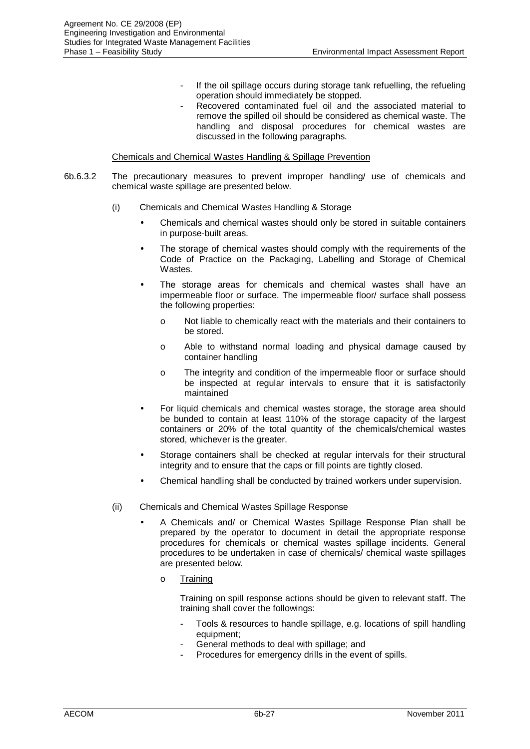- If the oil spillage occurs during storage tank refuelling, the refueling operation should immediately be stopped.
- Recovered contaminated fuel oil and the associated material to remove the spilled oil should be considered as chemical waste. The handling and disposal procedures for chemical wastes are discussed in the following paragraphs.

Chemicals and Chemical Wastes Handling & Spillage Prevention

6b.6.3.2 The precautionary measures to prevent improper handling/ use of chemicals and chemical waste spillage are presented below.

(i) Chemicals and Chemical Wastes Handling & Storage

- Chemicals and chemical wastes should only be stored in suitable containers in purpose-built areas.
- The storage of chemical wastes should comply with the requirements of the Code of Practice on the Packaging, Labelling and Storage of Chemical Wastes.
- The storage areas for chemicals and chemical wastes shall have an impermeable floor or surface. The impermeable floor/ surface shall possess the following properties:
    - Not liable to chemically react with the materials and their containers to be stored.
    - Able to withstand normal loading and physical damage caused by container handling
    - The integrity and condition of the impermeable floor or surface should be inspected at regular intervals to ensure that it is satisfactorily maintained
- For liquid chemicals and chemical wastes storage, the storage area should be bunded to contain at least 110% of the storage capacity of the largest containers or 20% of the total quantity of the chemicals/chemical wastes stored, whichever is the greater.
- Storage containers shall be checked at regular intervals for their structural integrity and to ensure that the caps or fill points are tightly closed.
- Chemical handling shall be conducted by trained workers under supervision.

(ii) Chemicals and Chemical Wastes Spillage Response

- A Chemicals and/ or Chemical Wastes Spillage Response Plan shall be prepared by the operator to document in detail the appropriate response procedures for chemicals or chemical wastes spillage incidents. General procedures to be undertaken in case of chemicals/ chemical waste spillages are presented below.
    - Training

      Training on spill response actions should be given to relevant staff. The training shall cover the followings:

        - Tools & resources to handle spillage, e.g. locations of spill handling equipment;
        - General methods to deal with spillage; and
        - Procedures for emergency drills in the event of spills.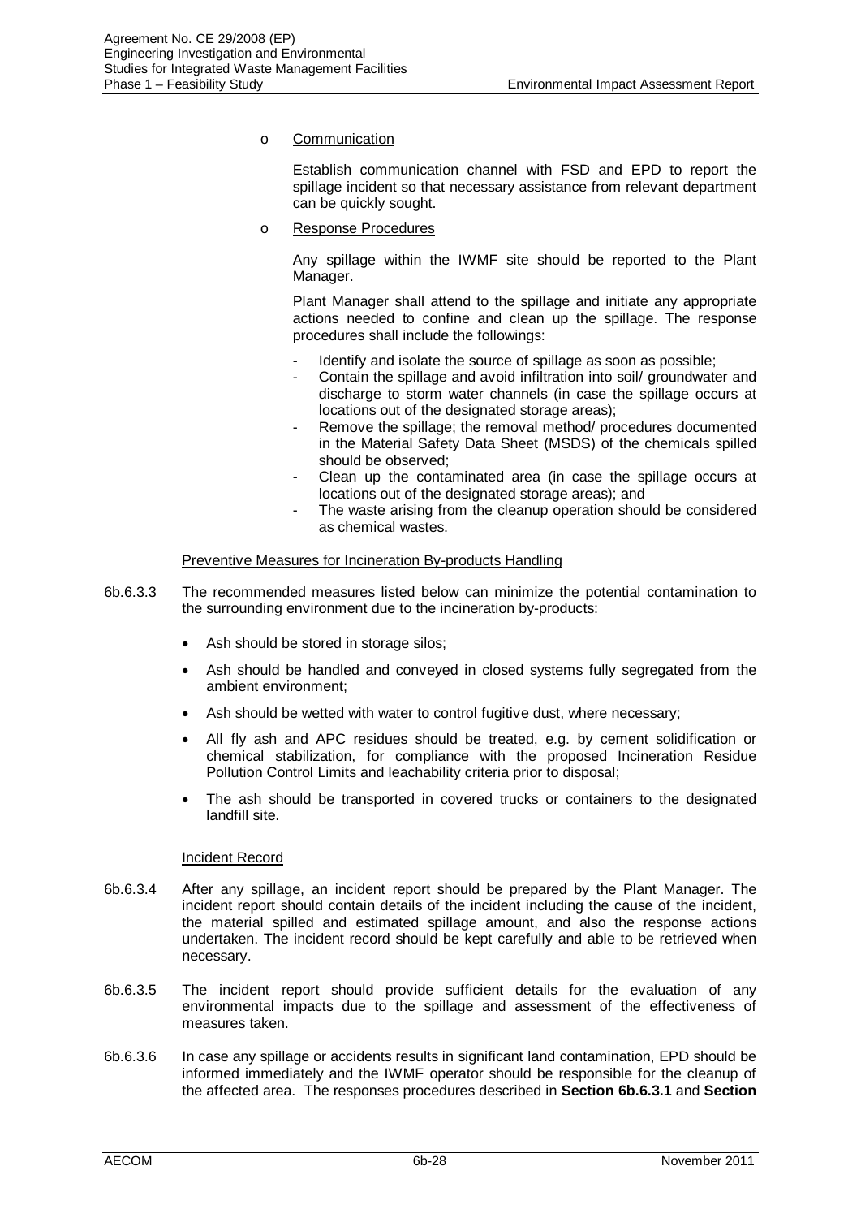- o Communication

  Establish communication channel with FSD and EPD to report the spillage incident so that necessary assistance from relevant department can be quickly sought.

- o Response Procedures

  Any spillage within the IWMF site should be reported to the Plant Manager.

  Plant Manager shall attend to the spillage and initiate any appropriate actions needed to confine and clean up the spillage. The response procedures shall include the followings:

  - Identify and isolate the source of spillage as soon as possible;
  - Contain the spillage and avoid infiltration into soil/ groundwater and discharge to storm water channels (in case the spillage occurs at locations out of the designated storage areas);
  - Remove the spillage; the removal method/ procedures documented in the Material Safety Data Sheet (MSDS) of the chemicals spilled should be observed;
  - Clean up the contaminated area (in case the spillage occurs at locations out of the designated storage areas); and
  - The waste arising from the cleanup operation should be considered as chemical wastes.

Preventive Measures for Incineration By-products Handling

6b.6.3.3 The recommended measures listed below can minimize the potential contamination to the surrounding environment due to the incineration by-products:

- Ash should be stored in storage silos;
- Ash should be handled and conveyed in closed systems fully segregated from the ambient environment;
- Ash should be wetted with water to control fugitive dust, where necessary;
- All fly ash and APC residues should be treated, e.g. by cement solidification or chemical stabilization, for compliance with the proposed Incineration Residue Pollution Control Limits and leachability criteria prior to disposal;
- The ash should be transported in covered trucks or containers to the designated landfill site.

Incident Record

6b.6.3.4 After any spillage, an incident report should be prepared by the Plant Manager. The incident report should contain details of the incident including the cause of the incident, the material spilled and estimated spillage amount, and also the response actions undertaken. The incident record should be kept carefully and able to be retrieved when necessary.

6b.6.3.5 The incident report should provide sufficient details for the evaluation of any environmental impacts due to the spillage and assessment of the effectiveness of measures taken.

6b.6.3.6 In case any spillage or accidents results in significant land contamination, EPD should be informed immediately and the IWMF operator should be responsible for the cleanup of the affected area. The responses procedures described in **Section 6b.6.3.1** and **Section**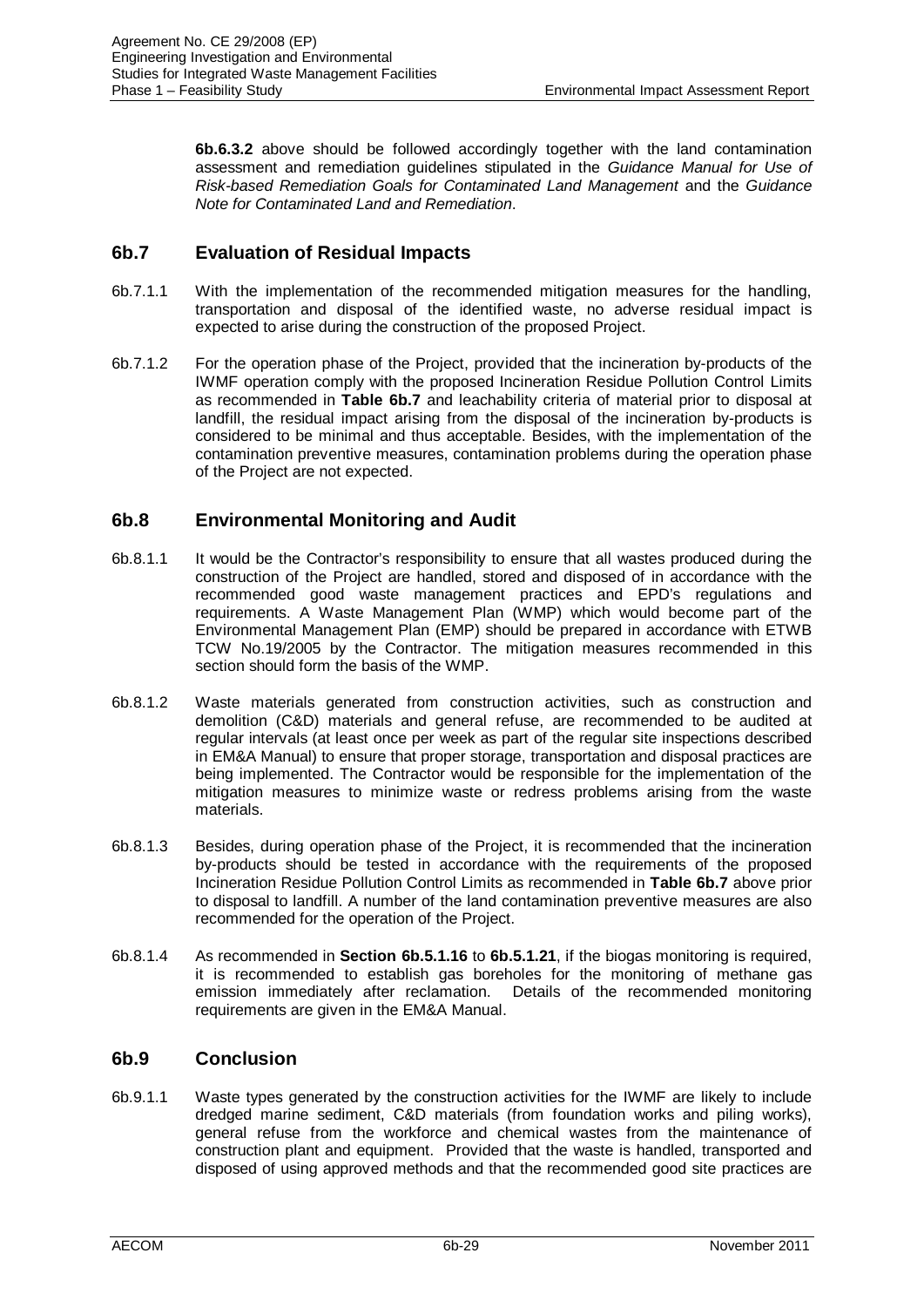**6b.6.3.2** above should be followed accordingly together with the land contamination assessment and remediation guidelines stipulated in the *Guidance Manual for Use of Risk-based Remediation Goals for Contaminated Land Management* and the *Guidance Note for Contaminated Land and Remediation*.

## 6b.7 Evaluation of Residual Impacts

6b.7.1.1 With the implementation of the recommended mitigation measures for the handling, transportation and disposal of the identified waste, no adverse residual impact is expected to arise during the construction of the proposed Project.

6b.7.1.2 For the operation phase of the Project, provided that the incineration by-products of the IWMF operation comply with the proposed Incineration Residue Pollution Control Limits as recommended in **Table 6b.7** and leachability criteria of material prior to disposal at landfill, the residual impact arising from the disposal of the incineration by-products is considered to be minimal and thus acceptable. Besides, with the implementation of the contamination preventive measures, contamination problems during the operation phase of the Project are not expected.

## 6b.8 Environmental Monitoring and Audit

6b.8.1.1 It would be the Contractor's responsibility to ensure that all wastes produced during the construction of the Project are handled, stored and disposed of in accordance with the recommended good waste management practices and EPD's regulations and requirements. A Waste Management Plan (WMP) which would become part of the Environmental Management Plan (EMP) should be prepared in accordance with ETWB TCW No.19/2005 by the Contractor. The mitigation measures recommended in this section should form the basis of the WMP.

6b.8.1.2 Waste materials generated from construction activities, such as construction and demolition (C&D) materials and general refuse, are recommended to be audited at regular intervals (at least once per week as part of the regular site inspections described in EM&A Manual) to ensure that proper storage, transportation and disposal practices are being implemented. The Contractor would be responsible for the implementation of the mitigation measures to minimize waste or redress problems arising from the waste materials.

6b.8.1.3 Besides, during operation phase of the Project, it is recommended that the incineration by-products should be tested in accordance with the requirements of the proposed Incineration Residue Pollution Control Limits as recommended in **Table 6b.7** above prior to disposal to landfill. A number of the land contamination preventive measures are also recommended for the operation of the Project.

6b.8.1.4 As recommended in **Section 6b.5.1.16** to **6b.5.1.21**, if the biogas monitoring is required, it is recommended to establish gas boreholes for the monitoring of methane gas emission immediately after reclamation. Details of the recommended monitoring requirements are given in the EM&A Manual.

## 6b.9 Conclusion

6b.9.1.1 Waste types generated by the construction activities for the IWMF are likely to include dredged marine sediment, C&D materials (from foundation works and piling works), general refuse from the workforce and chemical wastes from the maintenance of construction plant and equipment. Provided that the waste is handled, transported and disposed of using approved methods and that the recommended good site practices are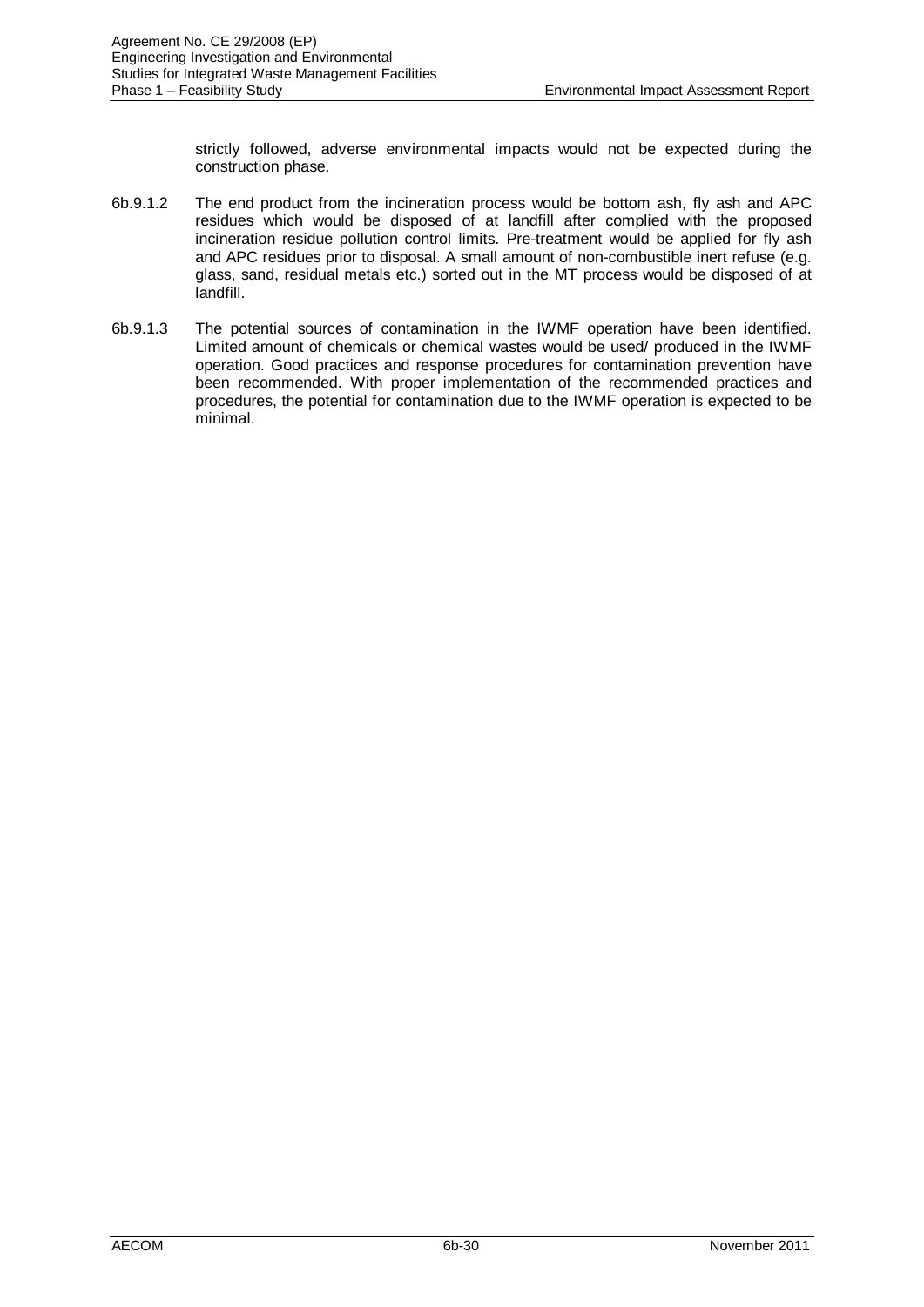strictly followed, adverse environmental impacts would not be expected during the construction phase.

6b.9.1.2 The end product from the incineration process would be bottom ash, fly ash and APC residues which would be disposed of at landfill after complied with the proposed incineration residue pollution control limits. Pre-treatment would be applied for fly ash and APC residues prior to disposal. A small amount of non-combustible inert refuse (e.g. glass, sand, residual metals etc.) sorted out in the MT process would be disposed of at landfill.

6b.9.1.3 The potential sources of contamination in the IWMF operation have been identified. Limited amount of chemicals or chemical wastes would be used/ produced in the IWMF operation. Good practices and response procedures for contamination prevention have been recommended. With proper implementation of the recommended practices and procedures, the potential for contamination due to the IWMF operation is expected to be minimal.